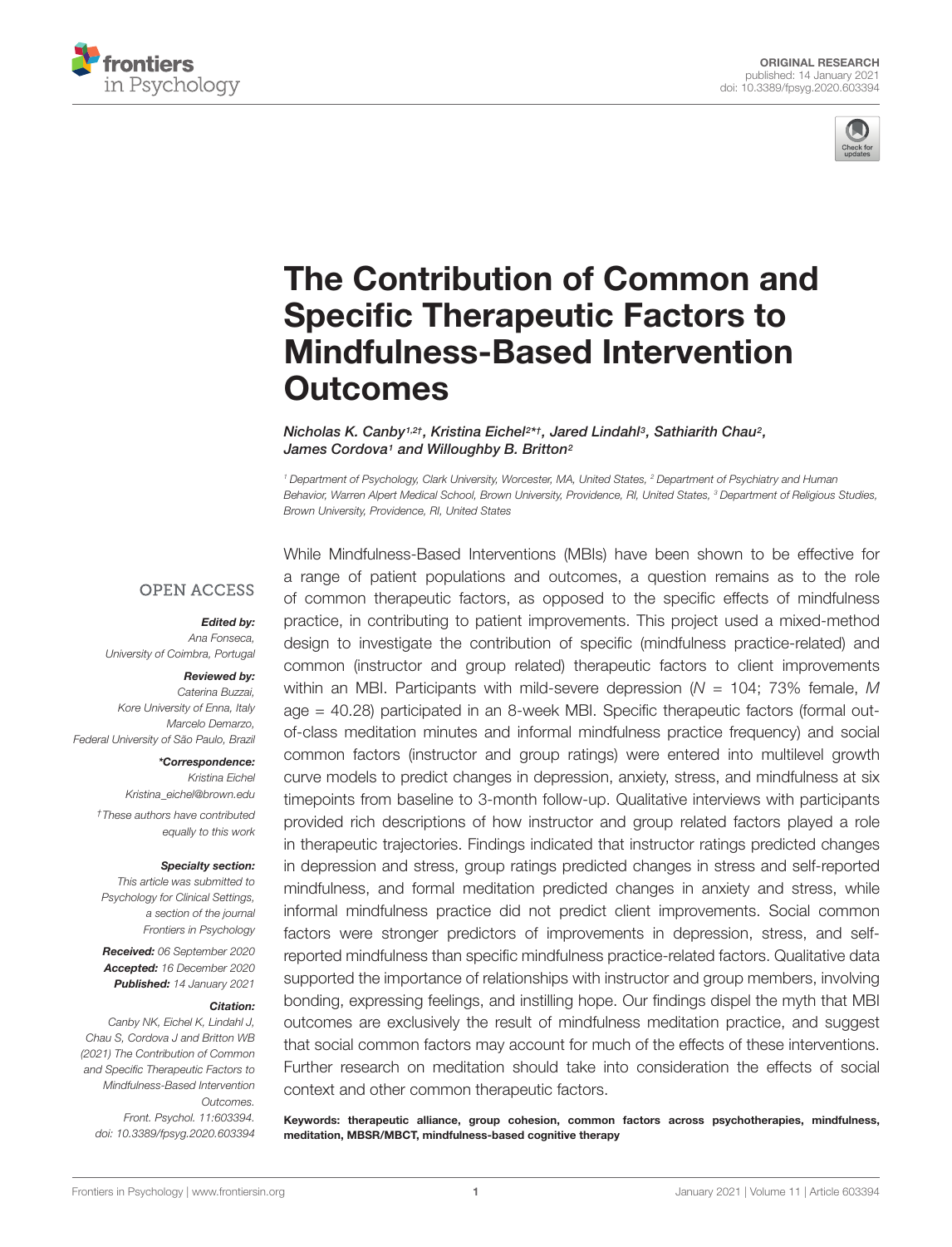ORIGINAL RESEARCH
published: 14 January 2021
doi: 10.3389/fpsyg.2020.603394

# The Contribution of Common and Specific Therapeutic Factors to Mindfulness-Based Intervention Outcomes

*Nicholas K. Canby[1,2†], Kristina Eichel[2*†], Jared Lindahl[3], Sathiarith Chau[2], James Cordova[1] and Willoughby B. Britton[2]*

[1] Department of Psychology, Clark University, Worcester, MA, United States, [2] Department of Psychiatry and Human Behavior, Warren Alpert Medical School, Brown University, Providence, RI, United States, [3] Department of Religious Studies, Brown University, Providence, RI, United States

OPEN ACCESS

***Edited by:***
*Ana Fonseca, University of Coimbra, Portugal*

***Reviewed by:***
*Caterina Buzzai, Kore University of Enna, Italy*
*Marcelo Demarzo, Federal University of São Paulo, Brazil*

***\*Correspondence:***
*Kristina Eichel*
*Kristina_eichel@brown.edu*

*†These authors have contributed equally to this work*

***Specialty section:***
*This article was submitted to Psychology for Clinical Settings, a section of the journal Frontiers in Psychology*

***Received:*** *06 September 2020*
***Accepted:*** *16 December 2020*
***Published:*** *14 January 2021*

***Citation:***
*Canby NK, Eichel K, Lindahl J, Chau S, Cordova J and Britton WB (2021) The Contribution of Common and Specific Therapeutic Factors to Mindfulness-Based Intervention Outcomes. Front. Psychol. 11:603394. doi: 10.3389/fpsyg.2020.603394*

While Mindfulness-Based Interventions (MBIs) have been shown to be effective for a range of patient populations and outcomes, a question remains as to the role of common therapeutic factors, as opposed to the specific effects of mindfulness practice, in contributing to patient improvements. This project used a mixed-method design to investigate the contribution of specific (mindfulness practice-related) and common (instructor and group related) therapeutic factors to client improvements within an MBI. Participants with mild-severe depression ($N$ = 104; 73% female, $M$ age = 40.28) participated in an 8-week MBI. Specific therapeutic factors (formal out-of-class meditation minutes and informal mindfulness practice frequency) and social common factors (instructor and group ratings) were entered into multilevel growth curve models to predict changes in depression, anxiety, stress, and mindfulness at six timepoints from baseline to 3-month follow-up. Qualitative interviews with participants provided rich descriptions of how instructor and group related factors played a role in therapeutic trajectories. Findings indicated that instructor ratings predicted changes in depression and stress, group ratings predicted changes in stress and self-reported mindfulness, and formal meditation predicted changes in anxiety and stress, while informal mindfulness practice did not predict client improvements. Social common factors were stronger predictors of improvements in depression, stress, and self-reported mindfulness than specific mindfulness practice-related factors. Qualitative data supported the importance of relationships with instructor and group members, involving bonding, expressing feelings, and instilling hope. Our findings dispel the myth that MBI outcomes are exclusively the result of mindfulness meditation practice, and suggest that social common factors may account for much of the effects of these interventions. Further research on meditation should take into consideration the effects of social context and other common therapeutic factors.

**Keywords: therapeutic alliance, group cohesion, common factors across psychotherapies, mindfulness, meditation, MBSR/MBCT, mindfulness-based cognitive therapy**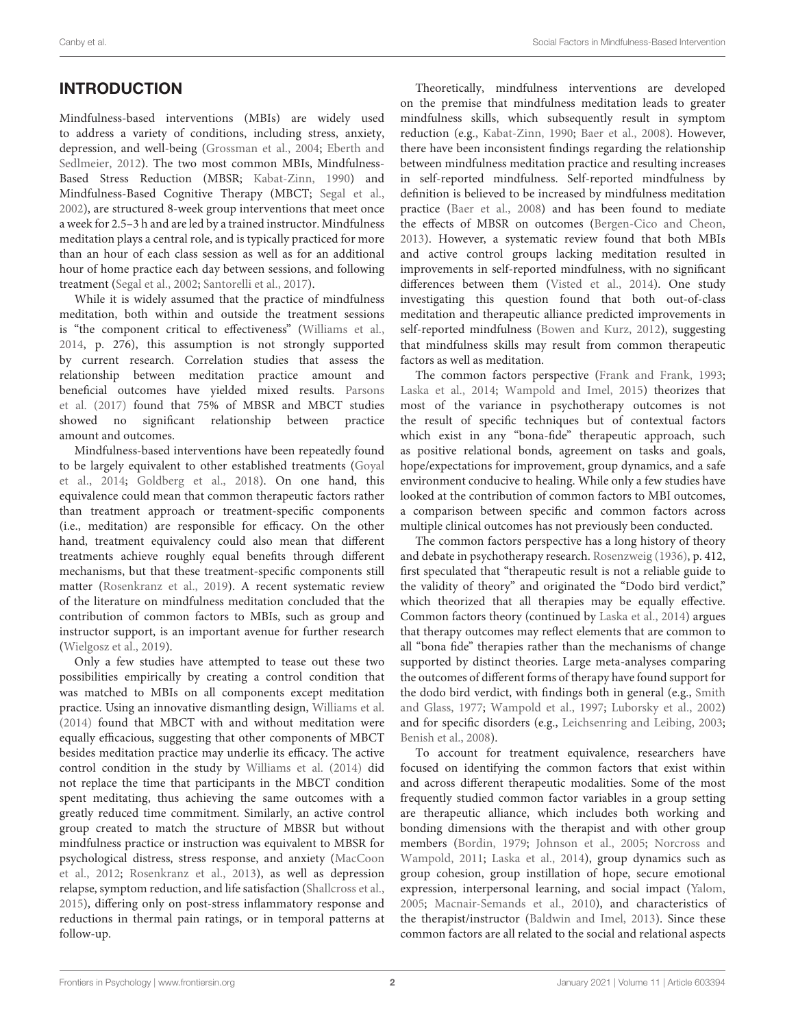## INTRODUCTION

Mindfulness-based interventions (MBIs) are widely used to address a variety of conditions, including stress, anxiety, depression, and well-being (Grossman et al., 2004; Eberth and Sedlmeier, 2012). The two most common MBIs, Mindfulness-Based Stress Reduction (MBSR; Kabat-Zinn, 1990) and Mindfulness-Based Cognitive Therapy (MBCT; Segal et al., 2002), are structured 8-week group interventions that meet once a week for 2.5–3 h and are led by a trained instructor. Mindfulness meditation plays a central role, and is typically practiced for more than an hour of each class session as well as for an additional hour of home practice each day between sessions, and following treatment (Segal et al., 2002; Santorelli et al., 2017).

While it is widely assumed that the practice of mindfulness meditation, both within and outside the treatment sessions is "the component critical to effectiveness" (Williams et al., 2014, p. 276), this assumption is not strongly supported by current research. Correlation studies that assess the relationship between meditation practice amount and beneficial outcomes have yielded mixed results. Parsons et al. (2017) found that 75% of MBSR and MBCT studies showed no significant relationship between practice amount and outcomes.

Mindfulness-based interventions have been repeatedly found to be largely equivalent to other established treatments (Goyal et al., 2014; Goldberg et al., 2018). On one hand, this equivalence could mean that common therapeutic factors rather than treatment approach or treatment-specific components (i.e., meditation) are responsible for efficacy. On the other hand, treatment equivalency could also mean that different treatments achieve roughly equal benefits through different mechanisms, but that these treatment-specific components still matter (Rosenkranz et al., 2019). A recent systematic review of the literature on mindfulness meditation concluded that the contribution of common factors to MBIs, such as group and instructor support, is an important avenue for further research (Wielgosz et al., 2019).

Only a few studies have attempted to tease out these two possibilities empirically by creating a control condition that was matched to MBIs on all components except meditation practice. Using an innovative dismantling design, Williams et al. (2014) found that MBCT with and without meditation were equally efficacious, suggesting that other components of MBCT besides meditation practice may underlie its efficacy. The active control condition in the study by Williams et al. (2014) did not replace the time that participants in the MBCT condition spent meditating, thus achieving the same outcomes with a greatly reduced time commitment. Similarly, an active control group created to match the structure of MBSR but without mindfulness practice or instruction was equivalent to MBSR for psychological distress, stress response, and anxiety (MacCoon et al., 2012; Rosenkranz et al., 2013), as well as depression relapse, symptom reduction, and life satisfaction (Shallcross et al., 2015), differing only on post-stress inflammatory response and reductions in thermal pain ratings, or in temporal patterns at follow-up.

Theoretically, mindfulness interventions are developed on the premise that mindfulness meditation leads to greater mindfulness skills, which subsequently result in symptom reduction (e.g., Kabat-Zinn, 1990; Baer et al., 2008). However, there have been inconsistent findings regarding the relationship between mindfulness meditation practice and resulting increases in self-reported mindfulness. Self-reported mindfulness by definition is believed to be increased by mindfulness meditation practice (Baer et al., 2008) and has been found to mediate the effects of MBSR on outcomes (Bergen-Cico and Cheon, 2013). However, a systematic review found that both MBIs and active control groups lacking meditation resulted in improvements in self-reported mindfulness, with no significant differences between them (Visted et al., 2014). One study investigating this question found that both out-of-class meditation and therapeutic alliance predicted improvements in self-reported mindfulness (Bowen and Kurz, 2012), suggesting that mindfulness skills may result from common therapeutic factors as well as meditation.

The common factors perspective (Frank and Frank, 1993; Laska et al., 2014; Wampold and Imel, 2015) theorizes that most of the variance in psychotherapy outcomes is not the result of specific techniques but of contextual factors which exist in any "bona-fide" therapeutic approach, such as positive relational bonds, agreement on tasks and goals, hope/expectations for improvement, group dynamics, and a safe environment conducive to healing. While only a few studies have looked at the contribution of common factors to MBI outcomes, a comparison between specific and common factors across multiple clinical outcomes has not previously been conducted.

The common factors perspective has a long history of theory and debate in psychotherapy research. Rosenzweig (1936), p. 412, first speculated that "therapeutic result is not a reliable guide to the validity of theory" and originated the "Dodo bird verdict," which theorized that all therapies may be equally effective. Common factors theory (continued by Laska et al., 2014) argues that therapy outcomes may reflect elements that are common to all "bona fide" therapies rather than the mechanisms of change supported by distinct theories. Large meta-analyses comparing the outcomes of different forms of therapy have found support for the dodo bird verdict, with findings both in general (e.g., Smith and Glass, 1977; Wampold et al., 1997; Luborsky et al., 2002) and for specific disorders (e.g., Leichsenring and Leibing, 2003; Benish et al., 2008).

To account for treatment equivalence, researchers have focused on identifying the common factors that exist within and across different therapeutic modalities. Some of the most frequently studied common factor variables in a group setting are therapeutic alliance, which includes both working and bonding dimensions with the therapist and with other group members (Bordin, 1979; Johnson et al., 2005; Norcross and Wampold, 2011; Laska et al., 2014), group dynamics such as group cohesion, group instillation of hope, secure emotional expression, interpersonal learning, and social impact (Yalom, 2005; Macnair-Semands et al., 2010), and characteristics of the therapist/instructor (Baldwin and Imel, 2013). Since these common factors are all related to the social and relational aspects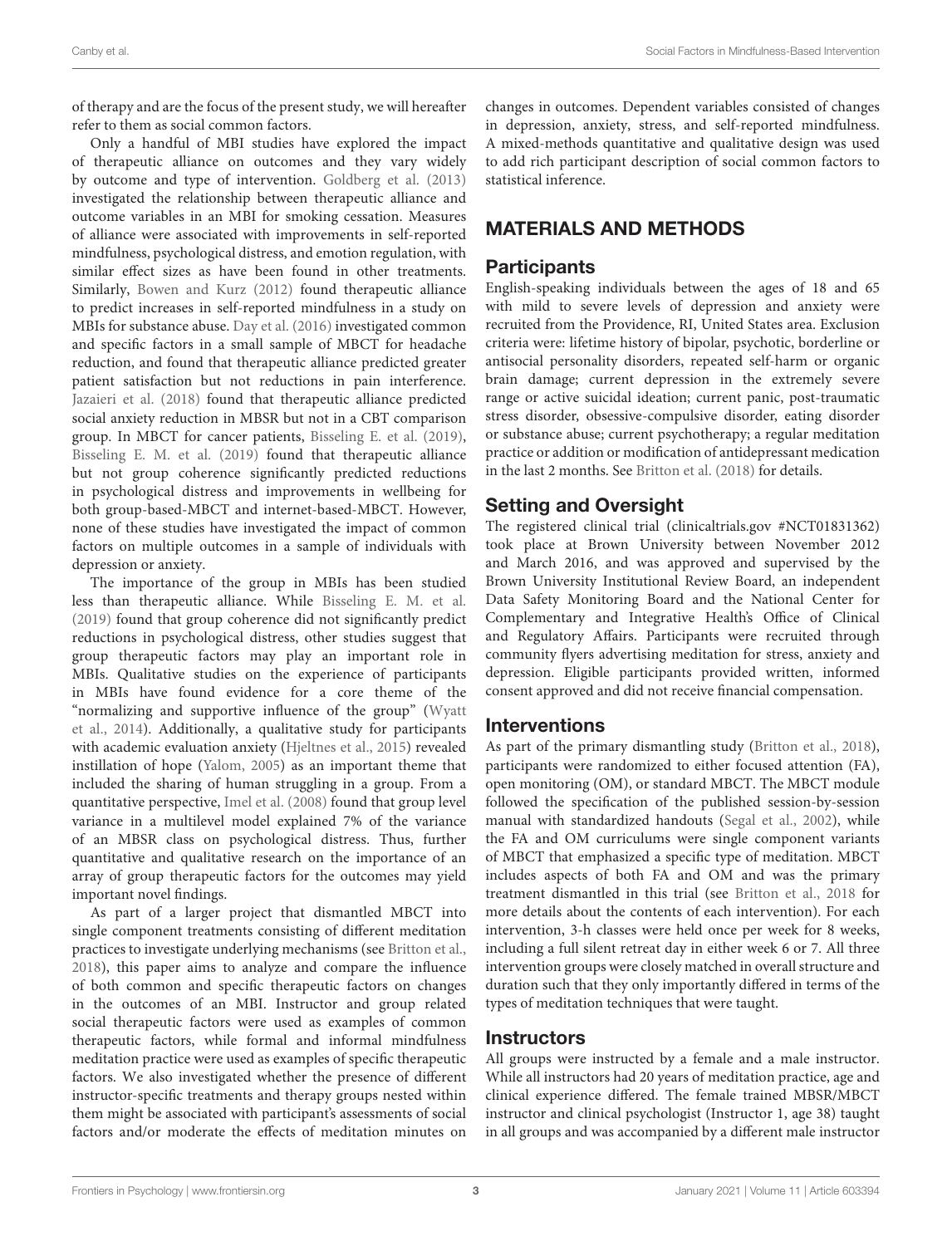of therapy and are the focus of the present study, we will hereafter refer to them as social common factors.

Only a handful of MBI studies have explored the impact of therapeutic alliance on outcomes and they vary widely by outcome and type of intervention. Goldberg et al. (2013) investigated the relationship between therapeutic alliance and outcome variables in an MBI for smoking cessation. Measures of alliance were associated with improvements in self-reported mindfulness, psychological distress, and emotion regulation, with similar effect sizes as have been found in other treatments. Similarly, Bowen and Kurz (2012) found therapeutic alliance to predict increases in self-reported mindfulness in a study on MBIs for substance abuse. Day et al. (2016) investigated common and specific factors in a small sample of MBCT for headache reduction, and found that therapeutic alliance predicted greater patient satisfaction but not reductions in pain interference. Jazaieri et al. (2018) found that therapeutic alliance predicted social anxiety reduction in MBSR but not in a CBT comparison group. In MBCT for cancer patients, Bisseling E. et al. (2019), Bisseling E. M. et al. (2019) found that therapeutic alliance but not group coherence significantly predicted reductions in psychological distress and improvements in wellbeing for both group-based-MBCT and internet-based-MBCT. However, none of these studies have investigated the impact of common factors on multiple outcomes in a sample of individuals with depression or anxiety.

The importance of the group in MBIs has been studied less than therapeutic alliance. While Bisseling E. M. et al. (2019) found that group coherence did not significantly predict reductions in psychological distress, other studies suggest that group therapeutic factors may play an important role in MBIs. Qualitative studies on the experience of participants in MBIs have found evidence for a core theme of the "normalizing and supportive influence of the group" (Wyatt et al., 2014). Additionally, a qualitative study for participants with academic evaluation anxiety (Hjeltnes et al., 2015) revealed instillation of hope (Yalom, 2005) as an important theme that included the sharing of human struggling in a group. From a quantitative perspective, Imel et al. (2008) found that group level variance in a multilevel model explained 7% of the variance of an MBSR class on psychological distress. Thus, further quantitative and qualitative research on the importance of an array of group therapeutic factors for the outcomes may yield important novel findings.

As part of a larger project that dismantled MBCT into single component treatments consisting of different meditation practices to investigate underlying mechanisms (see Britton et al., 2018), this paper aims to analyze and compare the influence of both common and specific therapeutic factors on changes in the outcomes of an MBI. Instructor and group related social therapeutic factors were used as examples of common therapeutic factors, while formal and informal mindfulness meditation practice were used as examples of specific therapeutic factors. We also investigated whether the presence of different instructor-specific treatments and therapy groups nested within them might be associated with participant's assessments of social factors and/or moderate the effects of meditation minutes on changes in outcomes. Dependent variables consisted of changes in depression, anxiety, stress, and self-reported mindfulness. A mixed-methods quantitative and qualitative design was used to add rich participant description of social common factors to statistical inference.

## MATERIALS AND METHODS

### Participants

English-speaking individuals between the ages of 18 and 65 with mild to severe levels of depression and anxiety were recruited from the Providence, RI, United States area. Exclusion criteria were: lifetime history of bipolar, psychotic, borderline or antisocial personality disorders, repeated self-harm or organic brain damage; current depression in the extremely severe range or active suicidal ideation; current panic, post-traumatic stress disorder, obsessive-compulsive disorder, eating disorder or substance abuse; current psychotherapy; a regular meditation practice or addition or modification of antidepressant medication in the last 2 months. See Britton et al. (2018) for details.

### Setting and Oversight

The registered clinical trial (clinicaltrials.gov #NCT01831362) took place at Brown University between November 2012 and March 2016, and was approved and supervised by the Brown University Institutional Review Board, an independent Data Safety Monitoring Board and the National Center for Complementary and Integrative Health's Office of Clinical and Regulatory Affairs. Participants were recruited through community flyers advertising meditation for stress, anxiety and depression. Eligible participants provided written, informed consent approved and did not receive financial compensation.

### Interventions

As part of the primary dismantling study (Britton et al., 2018), participants were randomized to either focused attention (FA), open monitoring (OM), or standard MBCT. The MBCT module followed the specification of the published session-by-session manual with standardized handouts (Segal et al., 2002), while the FA and OM curriculums were single component variants of MBCT that emphasized a specific type of meditation. MBCT includes aspects of both FA and OM and was the primary treatment dismantled in this trial (see Britton et al., 2018 for more details about the contents of each intervention). For each intervention, 3-h classes were held once per week for 8 weeks, including a full silent retreat day in either week 6 or 7. All three intervention groups were closely matched in overall structure and duration such that they only importantly differed in terms of the types of meditation techniques that were taught.

### Instructors

All groups were instructed by a female and a male instructor. While all instructors had 20 years of meditation practice, age and clinical experience differed. The female trained MBSR/MBCT instructor and clinical psychologist (Instructor 1, age 38) taught in all groups and was accompanied by a different male instructor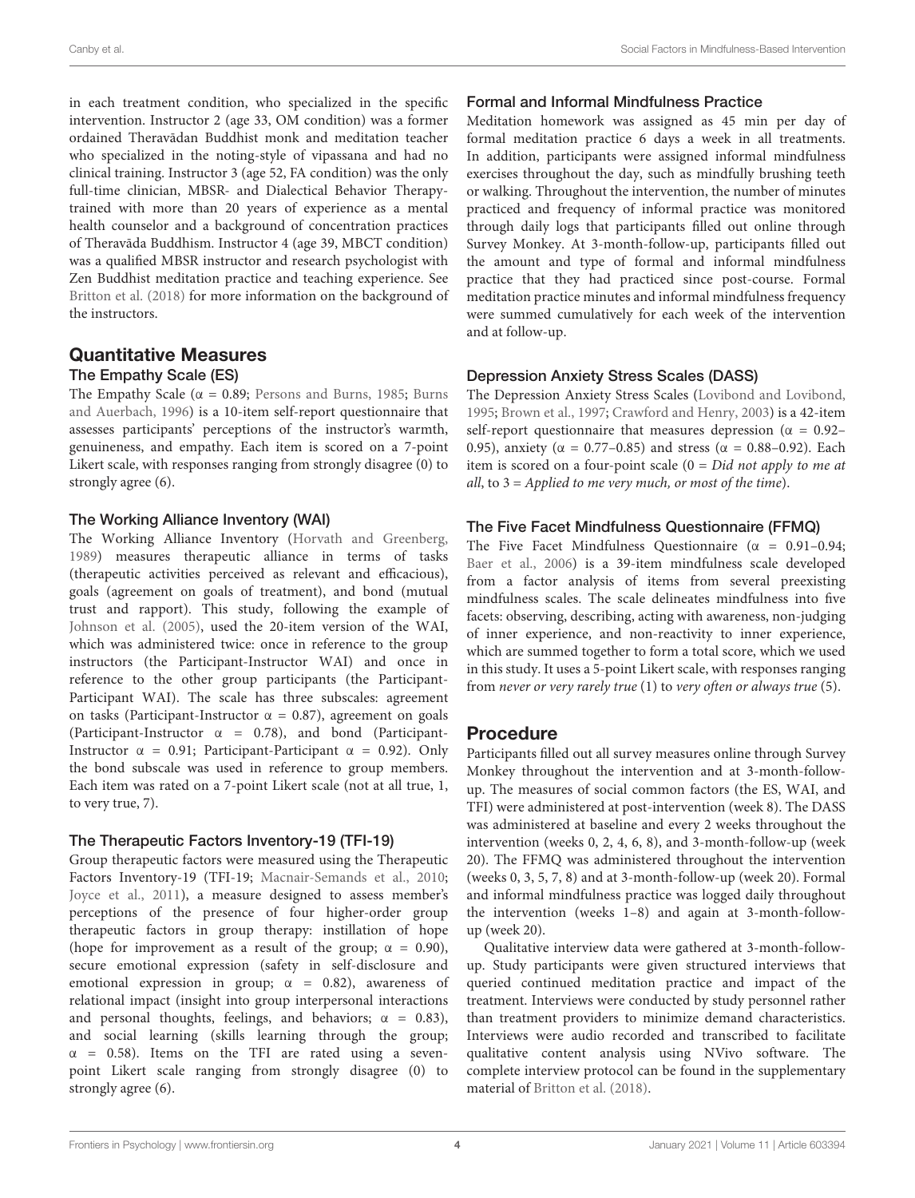in each treatment condition, who specialized in the specific intervention. Instructor 2 (age 33, OM condition) was a former ordained Theravādan Buddhist monk and meditation teacher who specialized in the noting-style of vipassana and had no clinical training. Instructor 3 (age 52, FA condition) was the only full-time clinician, MBSR- and Dialectical Behavior Therapy-trained with more than 20 years of experience as a mental health counselor and a background of concentration practices of Theravāda Buddhism. Instructor 4 (age 39, MBCT condition) was a qualified MBSR instructor and research psychologist with Zen Buddhist meditation practice and teaching experience. See Britton et al. (2018) for more information on the background of the instructors.

## Quantitative Measures

### The Empathy Scale (ES)

The Empathy Scale (α = 0.89; Persons and Burns, 1985; Burns and Auerbach, 1996) is a 10-item self-report questionnaire that assesses participants' perceptions of the instructor's warmth, genuineness, and empathy. Each item is scored on a 7-point Likert scale, with responses ranging from strongly disagree (0) to strongly agree (6).

### The Working Alliance Inventory (WAI)

The Working Alliance Inventory (Horvath and Greenberg, 1989) measures therapeutic alliance in terms of tasks (therapeutic activities perceived as relevant and efficacious), goals (agreement on goals of treatment), and bond (mutual trust and rapport). This study, following the example of Johnson et al. (2005), used the 20-item version of the WAI, which was administered twice: once in reference to the group instructors (the Participant-Instructor WAI) and once in reference to the other group participants (the Participant-Participant WAI). The scale has three subscales: agreement on tasks (Participant-Instructor α = 0.87), agreement on goals (Participant-Instructor α = 0.78), and bond (Participant-Instructor α = 0.91; Participant-Participant α = 0.92). Only the bond subscale was used in reference to group members. Each item was rated on a 7-point Likert scale (not at all true, 1, to very true, 7).

### The Therapeutic Factors Inventory-19 (TFI-19)

Group therapeutic factors were measured using the Therapeutic Factors Inventory-19 (TFI-19; Macnair-Semands et al., 2010; Joyce et al., 2011), a measure designed to assess member's perceptions of the presence of four higher-order group therapeutic factors in group therapy: instillation of hope (hope for improvement as a result of the group; α = 0.90), secure emotional expression (safety in self-disclosure and emotional expression in group; α = 0.82), awareness of relational impact (insight into group interpersonal interactions and personal thoughts, feelings, and behaviors; α = 0.83), and social learning (skills learning through the group; α = 0.58). Items on the TFI are rated using a seven-point Likert scale ranging from strongly disagree (0) to strongly agree (6).

### Formal and Informal Mindfulness Practice

Meditation homework was assigned as 45 min per day of formal meditation practice 6 days a week in all treatments. In addition, participants were assigned informal mindfulness exercises throughout the day, such as mindfully brushing teeth or walking. Throughout the intervention, the number of minutes practiced and frequency of informal practice was monitored through daily logs that participants filled out online through Survey Monkey. At 3-month-follow-up, participants filled out the amount and type of formal and informal mindfulness practice that they had practiced since post-course. Formal meditation practice minutes and informal mindfulness frequency were summed cumulatively for each week of the intervention and at follow-up.

### Depression Anxiety Stress Scales (DASS)

The Depression Anxiety Stress Scales (Lovibond and Lovibond, 1995; Brown et al., 1997; Crawford and Henry, 2003) is a 42-item self-report questionnaire that measures depression (α = 0.92–0.95), anxiety (α = 0.77–0.85) and stress (α = 0.88–0.92). Each item is scored on a four-point scale (0 = *Did not apply to me at all*, to 3 = *Applied to me very much, or most of the time*).

### The Five Facet Mindfulness Questionnaire (FFMQ)

The Five Facet Mindfulness Questionnaire (α = 0.91–0.94; Baer et al., 2006) is a 39-item mindfulness scale developed from a factor analysis of items from several preexisting mindfulness scales. The scale delineates mindfulness into five facets: observing, describing, acting with awareness, non-judging of inner experience, and non-reactivity to inner experience, which are summed together to form a total score, which we used in this study. It uses a 5-point Likert scale, with responses ranging from *never or very rarely true* (1) to *very often or always true* (5).

## Procedure

Participants filled out all survey measures online through Survey Monkey throughout the intervention and at 3-month-follow-up. The measures of social common factors (the ES, WAI, and TFI) were administered at post-intervention (week 8). The DASS was administered at baseline and every 2 weeks throughout the intervention (weeks 0, 2, 4, 6, 8), and 3-month-follow-up (week 20). The FFMQ was administered throughout the intervention (weeks 0, 3, 5, 7, 8) and at 3-month-follow-up (week 20). Formal and informal mindfulness practice was logged daily throughout the intervention (weeks 1–8) and again at 3-month-follow-up (week 20).

Qualitative interview data were gathered at 3-month-follow-up. Study participants were given structured interviews that queried continued meditation practice and impact of the treatment. Interviews were conducted by study personnel rather than treatment providers to minimize demand characteristics. Interviews were audio recorded and transcribed to facilitate qualitative content analysis using NVivo software. The complete interview protocol can be found in the supplementary material of Britton et al. (2018).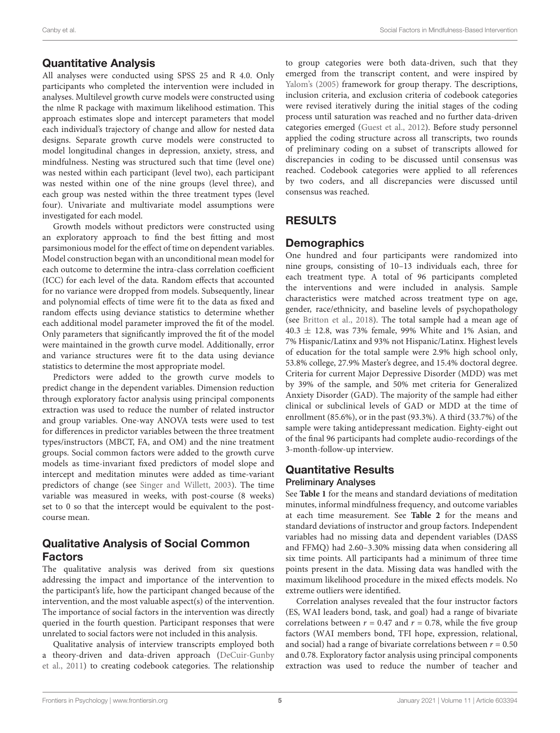## Quantitative Analysis

All analyses were conducted using SPSS 25 and R 4.0. Only participants who completed the intervention were included in analyses. Multilevel growth curve models were constructed using the nlme R package with maximum likelihood estimation. This approach estimates slope and intercept parameters that model each individual's trajectory of change and allow for nested data designs. Separate growth curve models were constructed to model longitudinal changes in depression, anxiety, stress, and mindfulness. Nesting was structured such that time (level one) was nested within each participant (level two), each participant was nested within one of the nine groups (level three), and each group was nested within the three treatment types (level four). Univariate and multivariate model assumptions were investigated for each model.

Growth models without predictors were constructed using an exploratory approach to find the best fitting and most parsimonious model for the effect of time on dependent variables. Model construction began with an unconditional mean model for each outcome to determine the intra-class correlation coefficient (ICC) for each level of the data. Random effects that accounted for no variance were dropped from models. Subsequently, linear and polynomial effects of time were fit to the data as fixed and random effects using deviance statistics to determine whether each additional model parameter improved the fit of the model. Only parameters that significantly improved the fit of the model were maintained in the growth curve model. Additionally, error and variance structures were fit to the data using deviance statistics to determine the most appropriate model.

Predictors were added to the growth curve models to predict change in the dependent variables. Dimension reduction through exploratory factor analysis using principal components extraction was used to reduce the number of related instructor and group variables. One-way ANOVA tests were used to test for differences in predictor variables between the three treatment types/instructors (MBCT, FA, and OM) and the nine treatment groups. Social common factors were added to the growth curve models as time-invariant fixed predictors of model slope and intercept and meditation minutes were added as time-variant predictors of change (see Singer and Willett, 2003). The time variable was measured in weeks, with post-course (8 weeks) set to 0 so that the intercept would be equivalent to the post-course mean.

## Qualitative Analysis of Social Common Factors

The qualitative analysis was derived from six questions addressing the impact and importance of the intervention to the participant's life, how the participant changed because of the intervention, and the most valuable aspect(s) of the intervention. The importance of social factors in the intervention was directly queried in the fourth question. Participant responses that were unrelated to social factors were not included in this analysis.

Qualitative analysis of interview transcripts employed both a theory-driven and data-driven approach (DeCuir-Gunby et al., 2011) to creating codebook categories. The relationship to group categories were both data-driven, such that they emerged from the transcript content, and were inspired by Yalom's (2005) framework for group therapy. The descriptions, inclusion criteria, and exclusion criteria of codebook categories were revised iteratively during the initial stages of the coding process until saturation was reached and no further data-driven categories emerged (Guest et al., 2012). Before study personnel applied the coding structure across all transcripts, two rounds of preliminary coding on a subset of transcripts allowed for discrepancies in coding to be discussed until consensus was reached. Codebook categories were applied to all references by two coders, and all discrepancies were discussed until consensus was reached.

# RESULTS

## Demographics

One hundred and four participants were randomized into nine groups, consisting of 10–13 individuals each, three for each treatment type. A total of 96 participants completed the interventions and were included in analysis. Sample characteristics were matched across treatment type on age, gender, race/ethnicity, and baseline levels of psychopathology (see Britton et al., 2018). The total sample had a mean age of $40.3 \pm 12.8$, was 73% female, 99% White and 1% Asian, and 7% Hispanic/Latinx and 93% not Hispanic/Latinx. Highest levels of education for the total sample were 2.9% high school only, 53.8% college, 27.9% Master's degree, and 15.4% doctoral degree. Criteria for current Major Depressive Disorder (MDD) was met by 39% of the sample, and 50% met criteria for Generalized Anxiety Disorder (GAD). The majority of the sample had either clinical or subclinical levels of GAD or MDD at the time of enrollment (85.6%), or in the past (93.3%). A third (33.7%) of the sample were taking antidepressant medication. Eighty-eight out of the final 96 participants had complete audio-recordings of the 3-month-follow-up interview.

## Quantitative Results

### Preliminary Analyses

See **Table 1** for the means and standard deviations of meditation minutes, informal mindfulness frequency, and outcome variables at each time measurement. See **Table 2** for the means and standard deviations of instructor and group factors. Independent variables had no missing data and dependent variables (DASS and FFMQ) had 2.60–3.30% missing data when considering all six time points. All participants had a minimum of three time points present in the data. Missing data was handled with the maximum likelihood procedure in the mixed effects models. No extreme outliers were identified.

Correlation analyses revealed that the four instructor factors (ES, WAI leaders bond, task, and goal) had a range of bivariate correlations between $r = 0.47$ and $r = 0.78$, while the five group factors (WAI members bond, TFI hope, expression, relational, and social) had a range of bivariate correlations between $r = 0.50$ and 0.78. Exploratory factor analysis using principal components extraction was used to reduce the number of teacher and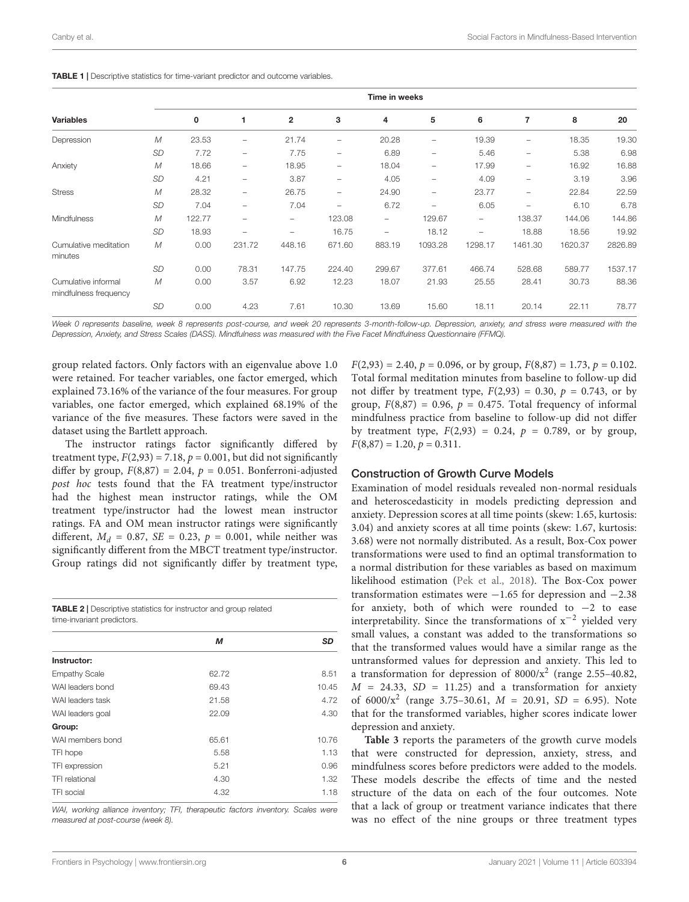**TABLE 1 |** Descriptive statistics for time-variant predictor and outcome variables.

| Variables | | Time in weeks | | | | | | | | | |
|---|---|---|---|---|---|---|---|---|---|---|---|
| | | 0 | 1 | 2 | 3 | 4 | 5 | 6 | 7 | 8 | 20 |
| Depression | *M* | 23.53 | – | 21.74 | – | 20.28 | – | 19.39 | – | 18.35 | 19.30 |
| | *SD* | 7.72 | – | 7.75 | – | 6.89 | – | 5.46 | – | 5.38 | 6.98 |
| Anxiety | *M* | 18.66 | – | 18.95 | – | 18.04 | – | 17.99 | – | 16.92 | 16.88 |
| | *SD* | 4.21 | – | 3.87 | – | 4.05 | – | 4.09 | – | 3.19 | 3.96 |
| Stress | *M* | 28.32 | – | 26.75 | – | 24.90 | – | 23.77 | – | 22.84 | 22.59 |
| | *SD* | 7.04 | – | 7.04 | – | 6.72 | – | 6.05 | – | 6.10 | 6.78 |
| Mindfulness | *M* | 122.77 | – | – | 123.08 | – | 129.67 | – | 138.37 | 144.06 | 144.86 |
| | *SD* | 18.93 | – | – | 16.75 | – | 18.12 | – | 18.88 | 18.56 | 19.92 |
| Cumulative meditation minutes | *M* | 0.00 | 231.72 | 448.16 | 671.60 | 883.19 | 1093.28 | 1298.17 | 1461.30 | 1620.37 | 2826.89 |
| | *SD* | 0.00 | 78.31 | 147.75 | 224.40 | 299.67 | 377.61 | 466.74 | 528.68 | 589.77 | 1537.17 |
| Cumulative informal mindfulness frequency | *M* | 0.00 | 3.57 | 6.92 | 12.23 | 18.07 | 21.93 | 25.55 | 28.41 | 30.73 | 88.36 |
| | *SD* | 0.00 | 4.23 | 7.61 | 10.30 | 13.69 | 15.60 | 18.11 | 20.14 | 22.11 | 78.77 |

*Week 0 represents baseline, week 8 represents post-course, and week 20 represents 3-month-follow-up. Depression, anxiety, and stress were measured with the Depression, Anxiety, and Stress Scales (DASS). Mindfulness was measured with the Five Facet Mindfulness Questionnaire (FFMQ).*

group related factors. Only factors with an eigenvalue above 1.0 were retained. For teacher variables, one factor emerged, which explained 73.16% of the variance of the four measures. For group variables, one factor emerged, which explained 68.19% of the variance of the five measures. These factors were saved in the dataset using the Bartlett approach.

The instructor ratings factor significantly differed by treatment type, $F(2,93) = 7.18$, $p = 0.001$, but did not significantly differ by group, $F(8,87) = 2.04$, $p = 0.051$. Bonferroni-adjusted *post hoc* tests found that the FA treatment type/instructor had the highest mean instructor ratings, while the OM treatment type/instructor had the lowest mean instructor ratings. FA and OM mean instructor ratings were significantly different, $M_d = 0.87$, $SE = 0.23$, $p = 0.001$, while neither was significantly different from the MBCT treatment type/instructor. Group ratings did not significantly differ by treatment type, $F(2,93) = 2.40$, $p = 0.096$, or by group, $F(8,87) = 1.73$, $p = 0.102$. Total formal meditation minutes from baseline to follow-up did not differ by treatment type, $F(2,93) = 0.30$, $p = 0.743$, or by group, $F(8,87) = 0.96$, $p = 0.475$. Total frequency of informal mindfulness practice from baseline to follow-up did not differ by treatment type, $F(2,93) = 0.24$, $p = 0.789$, or by group, $F(8,87) = 1.20$, $p = 0.311$.

**TABLE 2 |** Descriptive statistics for instructor and group related time-invariant predictors.

| | *M* | *SD* |
|---|---|---|
| **Instructor:** | | |
| Empathy Scale | 62.72 | 8.51 |
| WAI leaders bond | 69.43 | 10.45 |
| WAI leaders task | 21.58 | 4.72 |
| WAI leaders goal | 22.09 | 4.30 |
| **Group:** | | |
| WAI members bond | 65.61 | 10.76 |
| TFI hope | 5.58 | 1.13 |
| TFI expression | 5.21 | 0.96 |
| TFI relational | 4.30 | 1.32 |
| TFI social | 4.32 | 1.18 |

*WAI, working alliance inventory; TFI, therapeutic factors inventory. Scales were measured at post-course (week 8).*

## Construction of Growth Curve Models

Examination of model residuals revealed non-normal residuals and heteroscedasticity in models predicting depression and anxiety. Depression scores at all time points (skew: 1.65, kurtosis: 3.04) and anxiety scores at all time points (skew: 1.67, kurtosis: 3.68) were not normally distributed. As a result, Box-Cox power transformations were used to find an optimal transformation to a normal distribution for these variables as based on maximum likelihood estimation (Pek et al., 2018). The Box-Cox power transformation estimates were −1.65 for depression and −2.38 for anxiety, both of which were rounded to −2 to ease interpretability. Since the transformations of $x^{-2}$ yielded very small values, a constant was added to the transformations so that the transformed values would have a similar range as the untransformed values for depression and anxiety. This led to a transformation for depression of $8000/x^2$ (range 2.55–40.82, $M = 24.33$, $SD = 11.25$) and a transformation for anxiety of $6000/x^2$ (range 3.75–30.61, $M = 20.91$, $SD = 6.95$). Note that for the transformed variables, higher scores indicate lower depression and anxiety.

**Table 3** reports the parameters of the growth curve models that were constructed for depression, anxiety, stress, and mindfulness scores before predictors were added to the models. These models describe the effects of time and the nested structure of the data on each of the four outcomes. Note that a lack of group or treatment variance indicates that there was no effect of the nine groups or three treatment types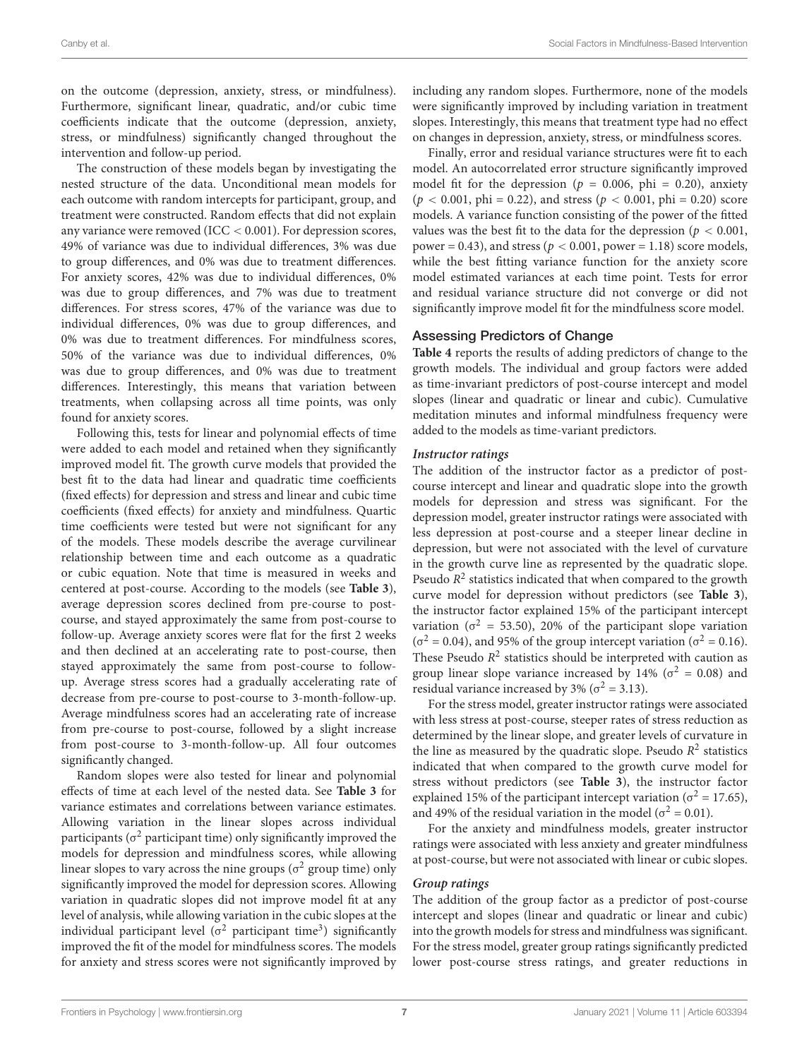on the outcome (depression, anxiety, stress, or mindfulness). Furthermore, significant linear, quadratic, and/or cubic time coefficients indicate that the outcome (depression, anxiety, stress, or mindfulness) significantly changed throughout the intervention and follow-up period.

The construction of these models began by investigating the nested structure of the data. Unconditional mean models for each outcome with random intercepts for participant, group, and treatment were constructed. Random effects that did not explain any variance were removed (ICC < 0.001). For depression scores, 49% of variance was due to individual differences, 3% was due to group differences, and 0% was due to treatment differences. For anxiety scores, 42% was due to individual differences, 0% was due to group differences, and 7% was due to treatment differences. For stress scores, 47% of the variance was due to individual differences, 0% was due to group differences, and 0% was due to treatment differences. For mindfulness scores, 50% of the variance was due to individual differences, 0% was due to group differences, and 0% was due to treatment differences. Interestingly, this means that variation between treatments, when collapsing across all time points, was only found for anxiety scores.

Following this, tests for linear and polynomial effects of time were added to each model and retained when they significantly improved model fit. The growth curve models that provided the best fit to the data had linear and quadratic time coefficients (fixed effects) for depression and stress and linear and cubic time coefficients (fixed effects) for anxiety and mindfulness. Quartic time coefficients were tested but were not significant for any of the models. These models describe the average curvilinear relationship between time and each outcome as a quadratic or cubic equation. Note that time is measured in weeks and centered at post-course. According to the models (see **Table 3**), average depression scores declined from pre-course to post-course, and stayed approximately the same from post-course to follow-up. Average anxiety scores were flat for the first 2 weeks and then declined at an accelerating rate to post-course, then stayed approximately the same from post-course to follow-up. Average stress scores had a gradually accelerating rate of decrease from pre-course to post-course to 3-month-follow-up. Average mindfulness scores had an accelerating rate of increase from pre-course to post-course, followed by a slight increase from post-course to 3-month-follow-up. All four outcomes significantly changed.

Random slopes were also tested for linear and polynomial effects of time at each level of the nested data. See **Table 3** for variance estimates and correlations between variance estimates. Allowing variation in the linear slopes across individual participants ($\sigma^2$ participant time) only significantly improved the models for depression and mindfulness scores, while allowing linear slopes to vary across the nine groups ($\sigma^2$ group time) only significantly improved the model for depression scores. Allowing variation in quadratic slopes did not improve model fit at any level of analysis, while allowing variation in the cubic slopes at the individual participant level ($\sigma^2$ participant time$^3$) significantly improved the fit of the model for mindfulness scores. The models for anxiety and stress scores were not significantly improved by including any random slopes. Furthermore, none of the models were significantly improved by including variation in treatment slopes. Interestingly, this means that treatment type had no effect on changes in depression, anxiety, stress, or mindfulness scores.

Finally, error and residual variance structures were fit to each model. An autocorrelated error structure significantly improved model fit for the depression ($p$ = 0.006, phi = 0.20), anxiety ($p$ < 0.001, phi = 0.22), and stress ($p$ < 0.001, phi = 0.20) score models. A variance function consisting of the power of the fitted values was the best fit to the data for the depression ($p$ < 0.001, power = 0.43), and stress ($p$ < 0.001, power = 1.18) score models, while the best fitting variance function for the anxiety score model estimated variances at each time point. Tests for error and residual variance structure did not converge or did not significantly improve model fit for the mindfulness score model.

### Assessing Predictors of Change

**Table 4** reports the results of adding predictors of change to the growth models. The individual and group factors were added as time-invariant predictors of post-course intercept and model slopes (linear and quadratic or linear and cubic). Cumulative meditation minutes and informal mindfulness frequency were added to the models as time-variant predictors.

#### *Instructor ratings*

The addition of the instructor factor as a predictor of post-course intercept and linear and quadratic slope into the growth models for depression and stress was significant. For the depression model, greater instructor ratings were associated with less depression at post-course and a steeper linear decline in depression, but were not associated with the level of curvature in the growth curve line as represented by the quadratic slope. Pseudo $R^2$ statistics indicated that when compared to the growth curve model for depression without predictors (see **Table 3**), the instructor factor explained 15% of the participant intercept variation ($\sigma^2$ = 53.50), 20% of the participant slope variation ($\sigma^2$ = 0.04), and 95% of the group intercept variation ($\sigma^2$ = 0.16). These Pseudo $R^2$ statistics should be interpreted with caution as group linear slope variance increased by 14% ($\sigma^2$ = 0.08) and residual variance increased by 3% ($\sigma^2$ = 3.13).

For the stress model, greater instructor ratings were associated with less stress at post-course, steeper rates of stress reduction as determined by the linear slope, and greater levels of curvature in the line as measured by the quadratic slope. Pseudo $R^2$ statistics indicated that when compared to the growth curve model for stress without predictors (see **Table 3**), the instructor factor explained 15% of the participant intercept variation ($\sigma^2$ = 17.65), and 49% of the residual variation in the model ($\sigma^2$ = 0.01).

For the anxiety and mindfulness models, greater instructor ratings were associated with less anxiety and greater mindfulness at post-course, but were not associated with linear or cubic slopes.

#### *Group ratings*

The addition of the group factor as a predictor of post-course intercept and slopes (linear and quadratic or linear and cubic) into the growth models for stress and mindfulness was significant. For the stress model, greater group ratings significantly predicted lower post-course stress ratings, and greater reductions in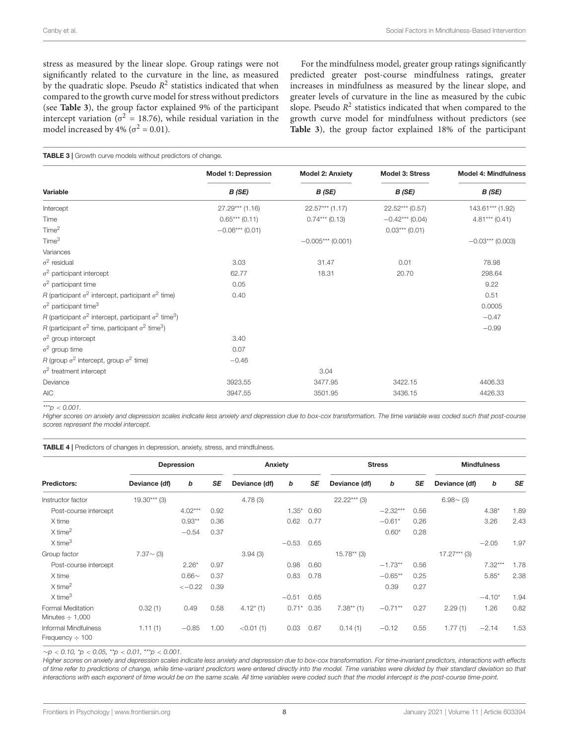stress as measured by the linear slope. Group ratings were not significantly related to the curvature in the line, as measured by the quadratic slope. Pseudo $R^2$ statistics indicated that when compared to the growth curve model for stress without predictors (see **Table 3**), the group factor explained 9% of the participant intercept variation ($\sigma^2$ = 18.76), while residual variation in the model increased by 4% ($\sigma^2$ = 0.01).

For the mindfulness model, greater group ratings significantly predicted greater post-course mindfulness ratings, greater increases in mindfulness as measured by the linear slope, and greater levels of curvature in the line as measured by the cubic slope. Pseudo $R^2$ statistics indicated that when compared to the growth curve model for mindfulness without predictors (see **Table 3**), the group factor explained 18% of the participant

**TABLE 3 |** Growth curve models without predictors of change.

| | Model 1: Depression | Model 2: Anxiety | Model 3: Stress | Model 4: Mindfulness |
|---|---|---|---|---|
| **Variable** | ***B (SE)*** | ***B (SE)*** | ***B (SE)*** | ***B (SE)*** |
| Intercept | 27.29*** (1.16) | 22.57*** (1.17) | 22.52*** (0.57) | 143.61*** (1.92) |
| Time | 0.65*** (0.11) | 0.74*** (0.13) | −0.42*** (0.04) | 4.81*** (0.41) |
| Time$^2$ | −0.06*** (0.01) | | 0.03*** (0.01) | |
| Time$^3$ | | −0.005*** (0.001) | | −0.03*** (0.003) |
| Variances | | | | |
| $\sigma^2$ residual | 3.03 | 31.47 | 0.01 | 78.98 |
| $\sigma^2$ participant intercept | 62.77 | 18.31 | 20.70 | 298.64 |
| $\sigma^2$ participant time | 0.05 | | | 9.22 |
| *R* (participant $\sigma^2$ intercept, participant $\sigma^2$ time) | 0.40 | | | 0.51 |
| $\sigma^2$ participant time$^3$ | | | | 0.0005 |
| *R* (participant $\sigma^2$ intercept, participant $\sigma^2$ time$^3$) | | | | −0.47 |
| *R* (participant $\sigma^2$ time, participant $\sigma^2$ time$^3$) | | | | −0.99 |
| $\sigma^2$ group intercept | 3.40 | | | |
| $\sigma^2$ group time | 0.07 | | | |
| *R* (group $\sigma^2$ intercept, group $\sigma^2$ time) | −0.46 | | | |
| $\sigma^2$ treatment intercept | | 3.04 | | |
| Deviance | 3923.55 | 3477.95 | 3422.15 | 4406.33 |
| AIC | 3947.55 | 3501.95 | 3436.15 | 4426.33 |

***$p < 0.001$.

*Higher scores on anxiety and depression scales indicate less anxiety and depression due to box-cox transformation. The time variable was coded such that post-course scores represent the model intercept.*

**TABLE 4 |** Predictors of changes in depression, anxiety, stress, and mindfulness.

| | Depression | | | Anxiety | | | Stress | | | Mindfulness | | |
|---|---|---|---|---|---|---|---|---|---|---|---|---|
| **Predictors:** | **Deviance (df)** | ***b*** | ***SE*** | **Deviance (df)** | ***b*** | ***SE*** | **Deviance (df)** | ***b*** | ***SE*** | **Deviance (df)** | ***b*** | ***SE*** |
| Instructor factor | 19.30*** (3) | | | 4.78 (3) | | | 22.22*** (3) | | | 6.98∼ (3) | | |
| Post-course intercept | | 4.02*** | 0.92 | | 1.35* | 0.60 | | −2.32*** | 0.56 | | 4.38* | 1.89 |
| X time | | 0.93** | 0.36 | | 0.62 | 0.77 | | −0.61* | 0.26 | | 3.26 | 2.43 |
| X time$^2$ | | −0.54 | 0.37 | | | | | 0.60* | 0.28 | | | |
| X time$^3$ | | | | | −0.53 | 0.65 | | | | | −2.05 | 1.97 |
| Group factor | 7.37∼ (3) | | | 3.94 (3) | | | 15.78** (3) | | | 17.27*** (3) | | |
| Post-course intercept | | 2.26* | 0.97 | | 0.98 | 0.60 | | −1.73** | 0.56 | | 7.32*** | 1.78 |
| X time | | 0.66∼ | 0.37 | | 0.83 | 0.78 | | −0.65** | 0.25 | | 5.85* | 2.38 |
| X time$^2$ | | <−0.22 | 0.39 | | | | | 0.39 | 0.27 | | | |
| X time$^3$ | | | | | −0.51 | 0.65 | | | | | −4.10* | 1.94 |
| Formal Meditation Minutes ÷ 1,000 | 0.32 (1) | 0.49 | 0.58 | 4.12* (1) | 0.71* | 0.35 | 7.38** (1) | −0.71** | 0.27 | 2.29 (1) | 1.26 | 0.82 |
| Informal Mindfulness Frequency ÷ 100 | 1.11 (1) | −0.85 | 1.00 | <0.01 (1) | 0.03 | 0.67 | 0.14 (1) | −0.12 | 0.55 | 1.77 (1) | −2.14 | 1.53 |

∼$p < 0.10$, *$p < 0.05$, **$p < 0.01$, ***$p < 0.001$.

*Higher scores on anxiety and depression scales indicate less anxiety and depression due to box-cox transformation. For time-invariant predictors, interactions with effects of time refer to predictions of change, while time-variant predictors were entered directly into the model. Time variables were divided by their standard deviation so that interactions with each exponent of time would be on the same scale. All time variables were coded such that the model intercept is the post-course time-point.*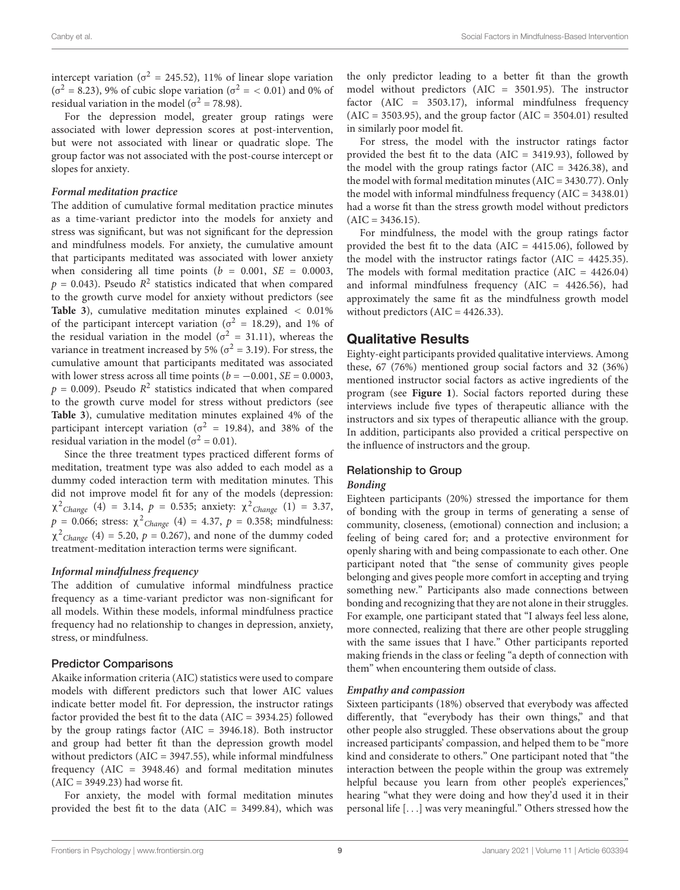intercept variation ($\sigma^2$ = 245.52), 11% of linear slope variation ($\sigma^2$ = 8.23), 9% of cubic slope variation ($\sigma^2$ = < 0.01) and 0% of residual variation in the model ($\sigma^2$ = 78.98).

For the depression model, greater group ratings were associated with lower depression scores at post-intervention, but were not associated with linear or quadratic slope. The group factor was not associated with the post-course intercept or slopes for anxiety.

#### *Formal meditation practice*

The addition of cumulative formal meditation practice minutes as a time-variant predictor into the models for anxiety and stress was significant, but was not significant for the depression and mindfulness models. For anxiety, the cumulative amount that participants meditated was associated with lower anxiety when considering all time points ($b$ = 0.001, $SE$ = 0.0003, $p$ = 0.043). Pseudo $R^2$ statistics indicated that when compared to the growth curve model for anxiety without predictors (see **Table 3**), cumulative meditation minutes explained < 0.01% of the participant intercept variation ($\sigma^2$ = 18.29), and 1% of the residual variation in the model ($\sigma^2$ = 31.11), whereas the variance in treatment increased by 5% ($\sigma^2$ = 3.19). For stress, the cumulative amount that participants meditated was associated with lower stress across all time points ($b$ = −0.001, $SE$ = 0.0003, $p$ = 0.009). Pseudo $R^2$ statistics indicated that when compared to the growth curve model for stress without predictors (see **Table 3**), cumulative meditation minutes explained 4% of the participant intercept variation ($\sigma^2$ = 19.84), and 38% of the residual variation in the model ($\sigma^2$ = 0.01).

Since the three treatment types practiced different forms of meditation, treatment type was also added to each model as a dummy coded interaction term with meditation minutes. This did not improve model fit for any of the models (depression: $\chi^2_{Change}$ (4) = 3.14, $p$ = 0.535; anxiety: $\chi^2_{Change}$ (1) = 3.37, $p$ = 0.066; stress: $\chi^2_{Change}$ (4) = 4.37, $p$ = 0.358; mindfulness: $\chi^2_{Change}$ (4) = 5.20, $p$ = 0.267), and none of the dummy coded treatment-meditation interaction terms were significant.

#### *Informal mindfulness frequency*

The addition of cumulative informal mindfulness practice frequency as a time-variant predictor was non-significant for all models. Within these models, informal mindfulness practice frequency had no relationship to changes in depression, anxiety, stress, or mindfulness.

### Predictor Comparisons

Akaike information criteria (AIC) statistics were used to compare models with different predictors such that lower AIC values indicate better model fit. For depression, the instructor ratings factor provided the best fit to the data (AIC = 3934.25) followed by the group ratings factor (AIC = 3946.18). Both instructor and group had better fit than the depression growth model without predictors (AIC = 3947.55), while informal mindfulness frequency (AIC = 3948.46) and formal meditation minutes (AIC = 3949.23) had worse fit.

For anxiety, the model with formal meditation minutes provided the best fit to the data (AIC = 3499.84), which was the only predictor leading to a better fit than the growth model without predictors (AIC = 3501.95). The instructor factor (AIC = 3503.17), informal mindfulness frequency (AIC = 3503.95), and the group factor (AIC = 3504.01) resulted in similarly poor model fit.

For stress, the model with the instructor ratings factor provided the best fit to the data (AIC = 3419.93), followed by the model with the group ratings factor (AIC = 3426.38), and the model with formal meditation minutes (AIC = 3430.77). Only the model with informal mindfulness frequency (AIC = 3438.01) had a worse fit than the stress growth model without predictors (AIC = 3436.15).

For mindfulness, the model with the group ratings factor provided the best fit to the data (AIC = 4415.06), followed by the model with the instructor ratings factor (AIC = 4425.35). The models with formal meditation practice (AIC = 4426.04) and informal mindfulness frequency (AIC = 4426.56), had approximately the same fit as the mindfulness growth model without predictors (AIC = 4426.33).

## Qualitative Results

Eighty-eight participants provided qualitative interviews. Among these, 67 (76%) mentioned group social factors and 32 (36%) mentioned instructor social factors as active ingredients of the program (see **Figure 1**). Social factors reported during these interviews include five types of therapeutic alliance with the instructors and six types of therapeutic alliance with the group. In addition, participants also provided a critical perspective on the influence of instructors and the group.

### Relationship to Group

#### *Bonding*

Eighteen participants (20%) stressed the importance for them of bonding with the group in terms of generating a sense of community, closeness, (emotional) connection and inclusion; a feeling of being cared for; and a protective environment for openly sharing with and being compassionate to each other. One participant noted that "the sense of community gives people belonging and gives people more comfort in accepting and trying something new." Participants also made connections between bonding and recognizing that they are not alone in their struggles. For example, one participant stated that "I always feel less alone, more connected, realizing that there are other people struggling with the same issues that I have." Other participants reported making friends in the class or feeling "a depth of connection with them" when encountering them outside of class.

#### *Empathy and compassion*

Sixteen participants (18%) observed that everybody was affected differently, that "everybody has their own things," and that other people also struggled. These observations about the group increased participants' compassion, and helped them to be "more kind and considerate to others." One participant noted that "the interaction between the people within the group was extremely helpful because you learn from other people's experiences," hearing "what they were doing and how they'd used it in their personal life [...] was very meaningful." Others stressed how the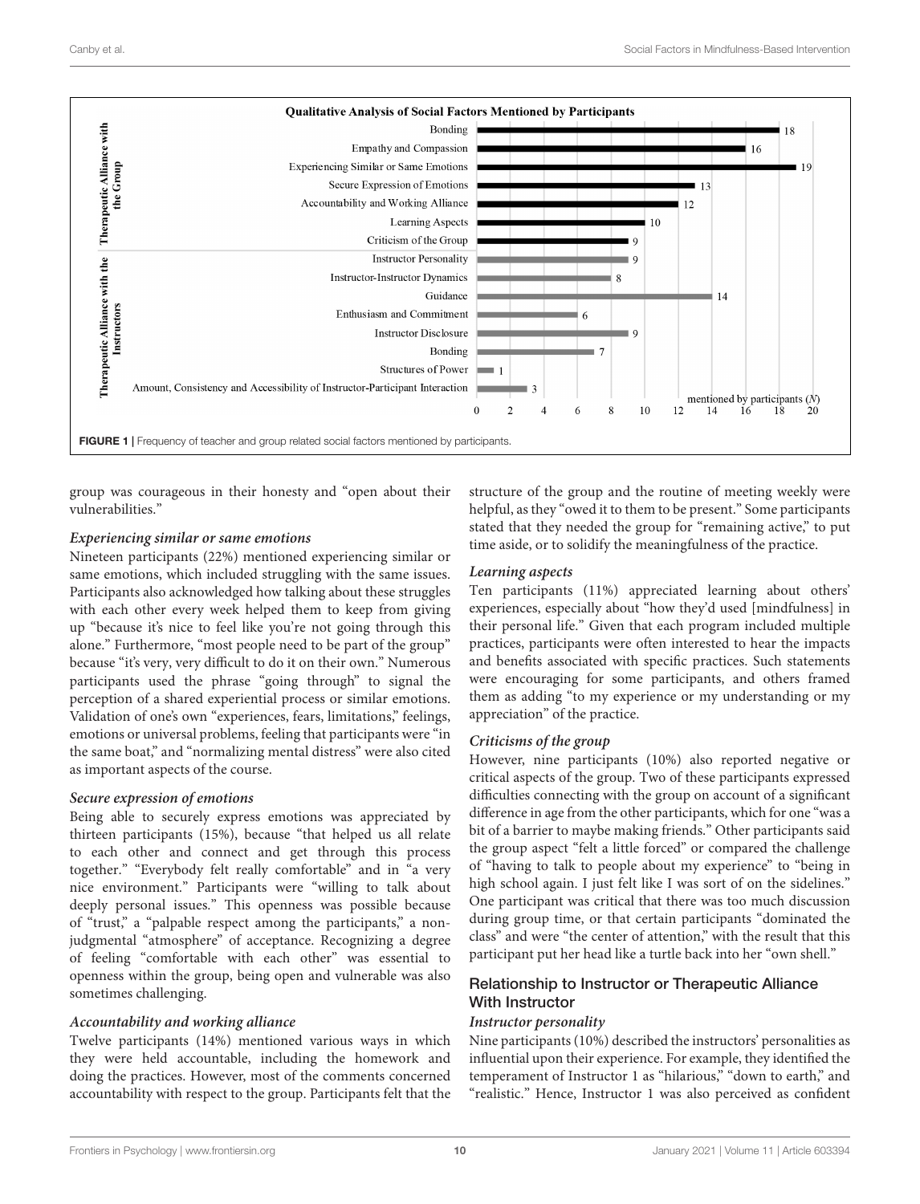Qualitative Analysis of Social Factors Mentioned by Participants

Therapeutic Alliance with the Group

Bonding 18
Empathy and Compassion 16
Experiencing Similar or Same Emotions 19
Secure Expression of Emotions 13
Accountability and Working Alliance 12
Learning Aspects 10
Criticism of the Group 9

Therapeutic Alliance with the Instructors

Instructor Personality 9
Instructor-Instructor Dynamics 8
Guidance 14
Enthusiasm and Commitment 6
Instructor Disclosure 9
Bonding 7
Structures of Power 1
Amount, Consistency and Accessibility of Instructor-Participant Interaction 3

mentioned by participants (N)

0 2 4 6 8 10 12 14 16 18 20

**FIGURE 1** | Frequency of teacher and group related social factors mentioned by participants.

group was courageous in their honesty and "open about their vulnerabilities."

#### *Experiencing similar or same emotions*

Nineteen participants (22%) mentioned experiencing similar or same emotions, which included struggling with the same issues. Participants also acknowledged how talking about these struggles with each other every week helped them to keep from giving up "because it's nice to feel like you're not going through this alone." Furthermore, "most people need to be part of the group" because "it's very, very difficult to do it on their own." Numerous participants used the phrase "going through" to signal the perception of a shared experiential process or similar emotions. Validation of one's own "experiences, fears, limitations," feelings, emotions or universal problems, feeling that participants were "in the same boat," and "normalizing mental distress" were also cited as important aspects of the course.

#### *Secure expression of emotions*

Being able to securely express emotions was appreciated by thirteen participants (15%), because "that helped us all relate to each other and connect and get through this process together." "Everybody felt really comfortable" and in "a very nice environment." Participants were "willing to talk about deeply personal issues." This openness was possible because of "trust," a "palpable respect among the participants," a non-judgmental "atmosphere" of acceptance. Recognizing a degree of feeling "comfortable with each other" was essential to openness within the group, being open and vulnerable was also sometimes challenging.

#### *Accountability and working alliance*

Twelve participants (14%) mentioned various ways in which they were held accountable, including the homework and doing the practices. However, most of the comments concerned accountability with respect to the group. Participants felt that the structure of the group and the routine of meeting weekly were helpful, as they "owed it to them to be present." Some participants stated that they needed the group for "remaining active," to put time aside, or to solidify the meaningfulness of the practice.

#### *Learning aspects*

Ten participants (11%) appreciated learning about others' experiences, especially about "how they'd used [mindfulness] in their personal life." Given that each program included multiple practices, participants were often interested to hear the impacts and benefits associated with specific practices. Such statements were encouraging for some participants, and others framed them as adding "to my experience or my understanding or my appreciation" of the practice.

#### *Criticisms of the group*

However, nine participants (10%) also reported negative or critical aspects of the group. Two of these participants expressed difficulties connecting with the group on account of a significant difference in age from the other participants, which for one "was a bit of a barrier to maybe making friends." Other participants said the group aspect "felt a little forced" or compared the challenge of "having to talk to people about my experience" to "being in high school again. I just felt like I was sort of on the sidelines." One participant was critical that there was too much discussion during group time, or that certain participants "dominated the class" and were "the center of attention," with the result that this participant put her head like a turtle back into her "own shell."

### Relationship to Instructor or Therapeutic Alliance With Instructor

#### *Instructor personality*

Nine participants (10%) described the instructors' personalities as influential upon their experience. For example, they identified the temperament of Instructor 1 as "hilarious," "down to earth," and "realistic." Hence, Instructor 1 was also perceived as confident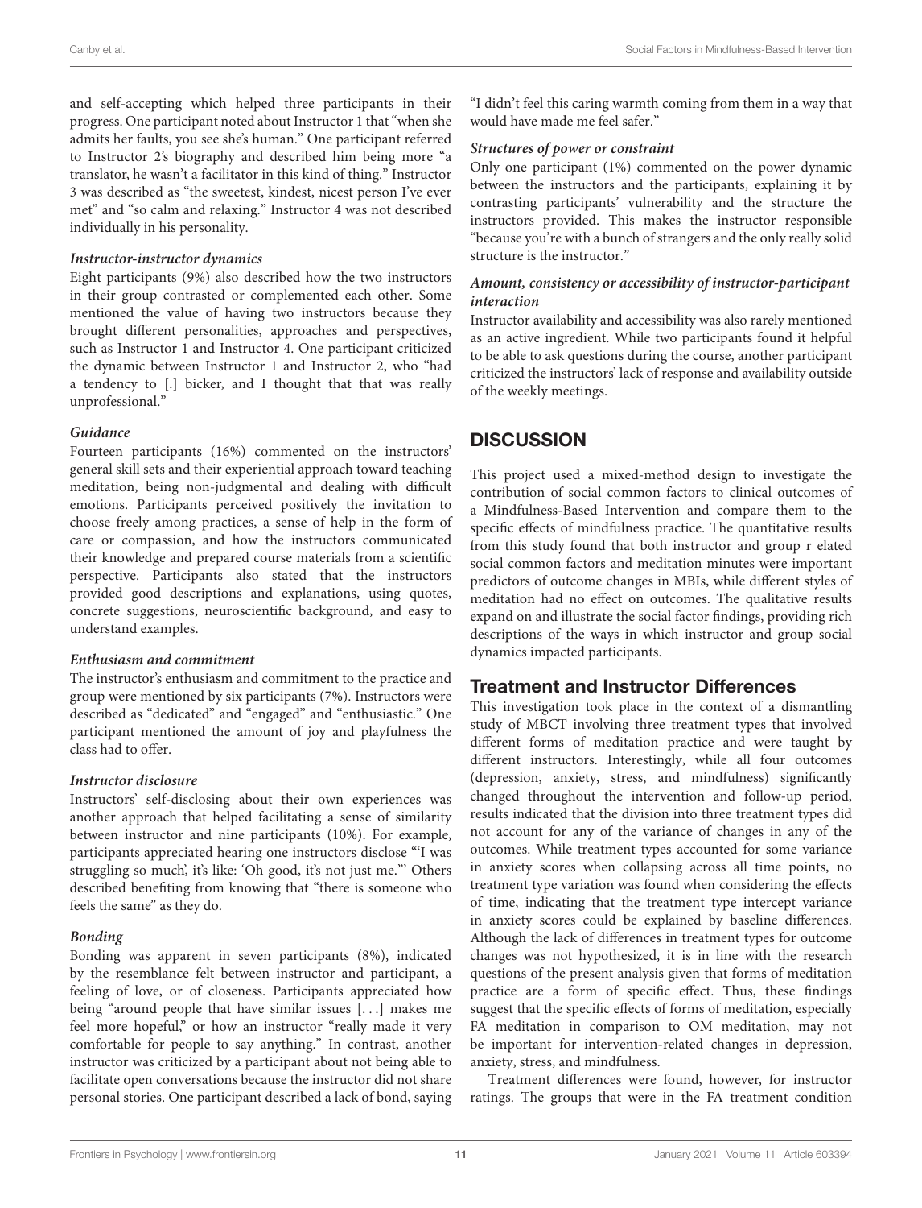and self-accepting which helped three participants in their progress. One participant noted about Instructor 1 that "when she admits her faults, you see she's human." One participant referred to Instructor 2's biography and described him being more "a translator, he wasn't a facilitator in this kind of thing." Instructor 3 was described as "the sweetest, kindest, nicest person I've ever met" and "so calm and relaxing." Instructor 4 was not described individually in his personality.

#### *Instructor-instructor dynamics*

Eight participants (9%) also described how the two instructors in their group contrasted or complemented each other. Some mentioned the value of having two instructors because they brought different personalities, approaches and perspectives, such as Instructor 1 and Instructor 4. One participant criticized the dynamic between Instructor 1 and Instructor 2, who "had a tendency to [.] bicker, and I thought that that was really unprofessional."

#### *Guidance*

Fourteen participants (16%) commented on the instructors' general skill sets and their experiential approach toward teaching meditation, being non-judgmental and dealing with difficult emotions. Participants perceived positively the invitation to choose freely among practices, a sense of help in the form of care or compassion, and how the instructors communicated their knowledge and prepared course materials from a scientific perspective. Participants also stated that the instructors provided good descriptions and explanations, using quotes, concrete suggestions, neuroscientific background, and easy to understand examples.

#### *Enthusiasm and commitment*

The instructor's enthusiasm and commitment to the practice and group were mentioned by six participants (7%). Instructors were described as "dedicated" and "engaged" and "enthusiastic." One participant mentioned the amount of joy and playfulness the class had to offer.

#### *Instructor disclosure*

Instructors' self-disclosing about their own experiences was another approach that helped facilitating a sense of similarity between instructor and nine participants (10%). For example, participants appreciated hearing one instructors disclose "'I was struggling so much', it's like: 'Oh good, it's not just me.'" Others described benefiting from knowing that "there is someone who feels the same" as they do.

#### *Bonding*

Bonding was apparent in seven participants (8%), indicated by the resemblance felt between instructor and participant, a feeling of love, or of closeness. Participants appreciated how being "around people that have similar issues [...] makes me feel more hopeful," or how an instructor "really made it very comfortable for people to say anything." In contrast, another instructor was criticized by a participant about not being able to facilitate open conversations because the instructor did not share personal stories. One participant described a lack of bond, saying "I didn't feel this caring warmth coming from them in a way that would have made me feel safer."

#### *Structures of power or constraint*

Only one participant (1%) commented on the power dynamic between the instructors and the participants, explaining it by contrasting participants' vulnerability and the structure the instructors provided. This makes the instructor responsible "because you're with a bunch of strangers and the only really solid structure is the instructor."

#### *Amount, consistency or accessibility of instructor-participant interaction*

Instructor availability and accessibility was also rarely mentioned as an active ingredient. While two participants found it helpful to be able to ask questions during the course, another participant criticized the instructors' lack of response and availability outside of the weekly meetings.

## DISCUSSION

This project used a mixed-method design to investigate the contribution of social common factors to clinical outcomes of a Mindfulness-Based Intervention and compare them to the specific effects of mindfulness practice. The quantitative results from this study found that both instructor and group r elated social common factors and meditation minutes were important predictors of outcome changes in MBIs, while different styles of meditation had no effect on outcomes. The qualitative results expand on and illustrate the social factor findings, providing rich descriptions of the ways in which instructor and group social dynamics impacted participants.

### Treatment and Instructor Differences

This investigation took place in the context of a dismantling study of MBCT involving three treatment types that involved different forms of meditation practice and were taught by different instructors. Interestingly, while all four outcomes (depression, anxiety, stress, and mindfulness) significantly changed throughout the intervention and follow-up period, results indicated that the division into three treatment types did not account for any of the variance of changes in any of the outcomes. While treatment types accounted for some variance in anxiety scores when collapsing across all time points, no treatment type variation was found when considering the effects of time, indicating that the treatment type intercept variance in anxiety scores could be explained by baseline differences. Although the lack of differences in treatment types for outcome changes was not hypothesized, it is in line with the research questions of the present analysis given that forms of meditation practice are a form of specific effect. Thus, these findings suggest that the specific effects of forms of meditation, especially FA meditation in comparison to OM meditation, may not be important for intervention-related changes in depression, anxiety, stress, and mindfulness.

Treatment differences were found, however, for instructor ratings. The groups that were in the FA treatment condition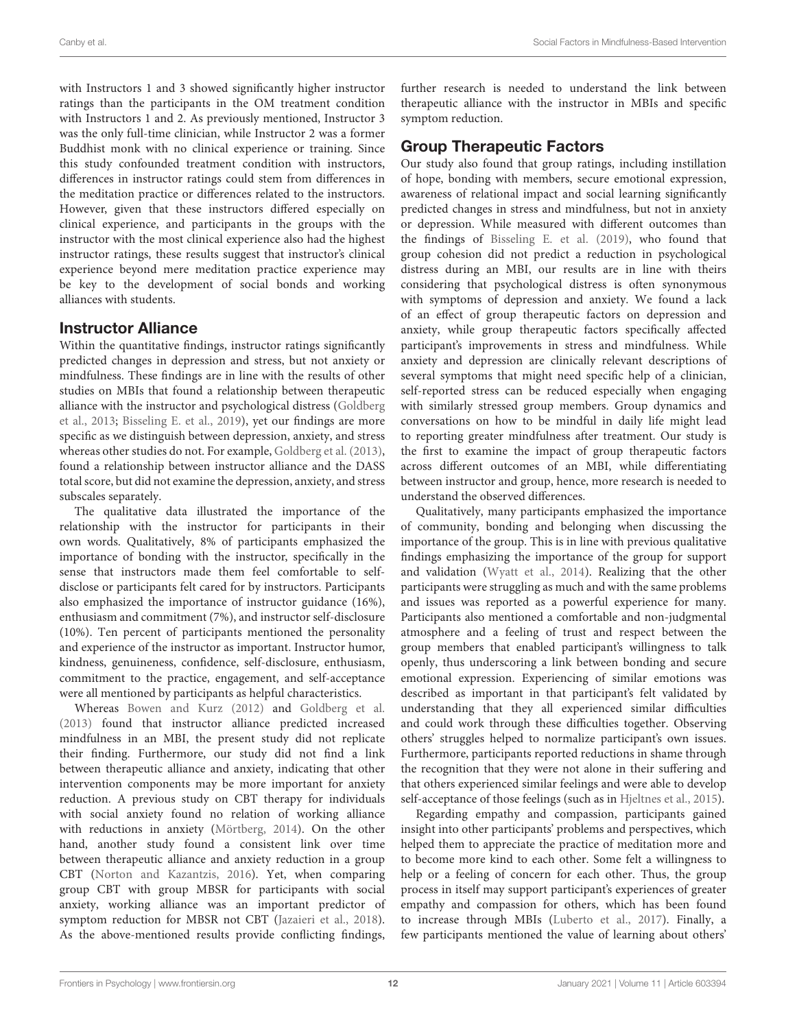with Instructors 1 and 3 showed significantly higher instructor ratings than the participants in the OM treatment condition with Instructors 1 and 2. As previously mentioned, Instructor 3 was the only full-time clinician, while Instructor 2 was a former Buddhist monk with no clinical experience or training. Since this study confounded treatment condition with instructors, differences in instructor ratings could stem from differences in the meditation practice or differences related to the instructors. However, given that these instructors differed especially on clinical experience, and participants in the groups with the instructor with the most clinical experience also had the highest instructor ratings, these results suggest that instructor's clinical experience beyond mere meditation practice experience may be key to the development of social bonds and working alliances with students.

## Instructor Alliance

Within the quantitative findings, instructor ratings significantly predicted changes in depression and stress, but not anxiety or mindfulness. These findings are in line with the results of other studies on MBIs that found a relationship between therapeutic alliance with the instructor and psychological distress (Goldberg et al., 2013; Bisseling E. et al., 2019), yet our findings are more specific as we distinguish between depression, anxiety, and stress whereas other studies do not. For example, Goldberg et al. (2013), found a relationship between instructor alliance and the DASS total score, but did not examine the depression, anxiety, and stress subscales separately.

The qualitative data illustrated the importance of the relationship with the instructor for participants in their own words. Qualitatively, 8% of participants emphasized the importance of bonding with the instructor, specifically in the sense that instructors made them feel comfortable to self-disclose or participants felt cared for by instructors. Participants also emphasized the importance of instructor guidance (16%), enthusiasm and commitment (7%), and instructor self-disclosure (10%). Ten percent of participants mentioned the personality and experience of the instructor as important. Instructor humor, kindness, genuineness, confidence, self-disclosure, enthusiasm, commitment to the practice, engagement, and self-acceptance were all mentioned by participants as helpful characteristics.

Whereas Bowen and Kurz (2012) and Goldberg et al. (2013) found that instructor alliance predicted increased mindfulness in an MBI, the present study did not replicate their finding. Furthermore, our study did not find a link between therapeutic alliance and anxiety, indicating that other intervention components may be more important for anxiety reduction. A previous study on CBT therapy for individuals with social anxiety found no relation of working alliance with reductions in anxiety (Mörtberg, 2014). On the other hand, another study found a consistent link over time between therapeutic alliance and anxiety reduction in a group CBT (Norton and Kazantzis, 2016). Yet, when comparing group CBT with group MBSR for participants with social anxiety, working alliance was an important predictor of symptom reduction for MBSR not CBT (Jazaieri et al., 2018). As the above-mentioned results provide conflicting findings, further research is needed to understand the link between therapeutic alliance with the instructor in MBIs and specific symptom reduction.

## Group Therapeutic Factors

Our study also found that group ratings, including instillation of hope, bonding with members, secure emotional expression, awareness of relational impact and social learning significantly predicted changes in stress and mindfulness, but not in anxiety or depression. While measured with different outcomes than the findings of Bisseling E. et al. (2019), who found that group cohesion did not predict a reduction in psychological distress during an MBI, our results are in line with theirs considering that psychological distress is often synonymous with symptoms of depression and anxiety. We found a lack of an effect of group therapeutic factors on depression and anxiety, while group therapeutic factors specifically affected participant's improvements in stress and mindfulness. While anxiety and depression are clinically relevant descriptions of several symptoms that might need specific help of a clinician, self-reported stress can be reduced especially when engaging with similarly stressed group members. Group dynamics and conversations on how to be mindful in daily life might lead to reporting greater mindfulness after treatment. Our study is the first to examine the impact of group therapeutic factors across different outcomes of an MBI, while differentiating between instructor and group, hence, more research is needed to understand the observed differences.

Qualitatively, many participants emphasized the importance of community, bonding and belonging when discussing the importance of the group. This is in line with previous qualitative findings emphasizing the importance of the group for support and validation (Wyatt et al., 2014). Realizing that the other participants were struggling as much and with the same problems and issues was reported as a powerful experience for many. Participants also mentioned a comfortable and non-judgmental atmosphere and a feeling of trust and respect between the group members that enabled participant's willingness to talk openly, thus underscoring a link between bonding and secure emotional expression. Experiencing of similar emotions was described as important in that participant's felt validated by understanding that they all experienced similar difficulties and could work through these difficulties together. Observing others' struggles helped to normalize participant's own issues. Furthermore, participants reported reductions in shame through the recognition that they were not alone in their suffering and that others experienced similar feelings and were able to develop self-acceptance of those feelings (such as in Hjeltnes et al., 2015).

Regarding empathy and compassion, participants gained insight into other participants' problems and perspectives, which helped them to appreciate the practice of meditation more and to become more kind to each other. Some felt a willingness to help or a feeling of concern for each other. Thus, the group process in itself may support participant's experiences of greater empathy and compassion for others, which has been found to increase through MBIs (Luberto et al., 2017). Finally, a few participants mentioned the value of learning about others'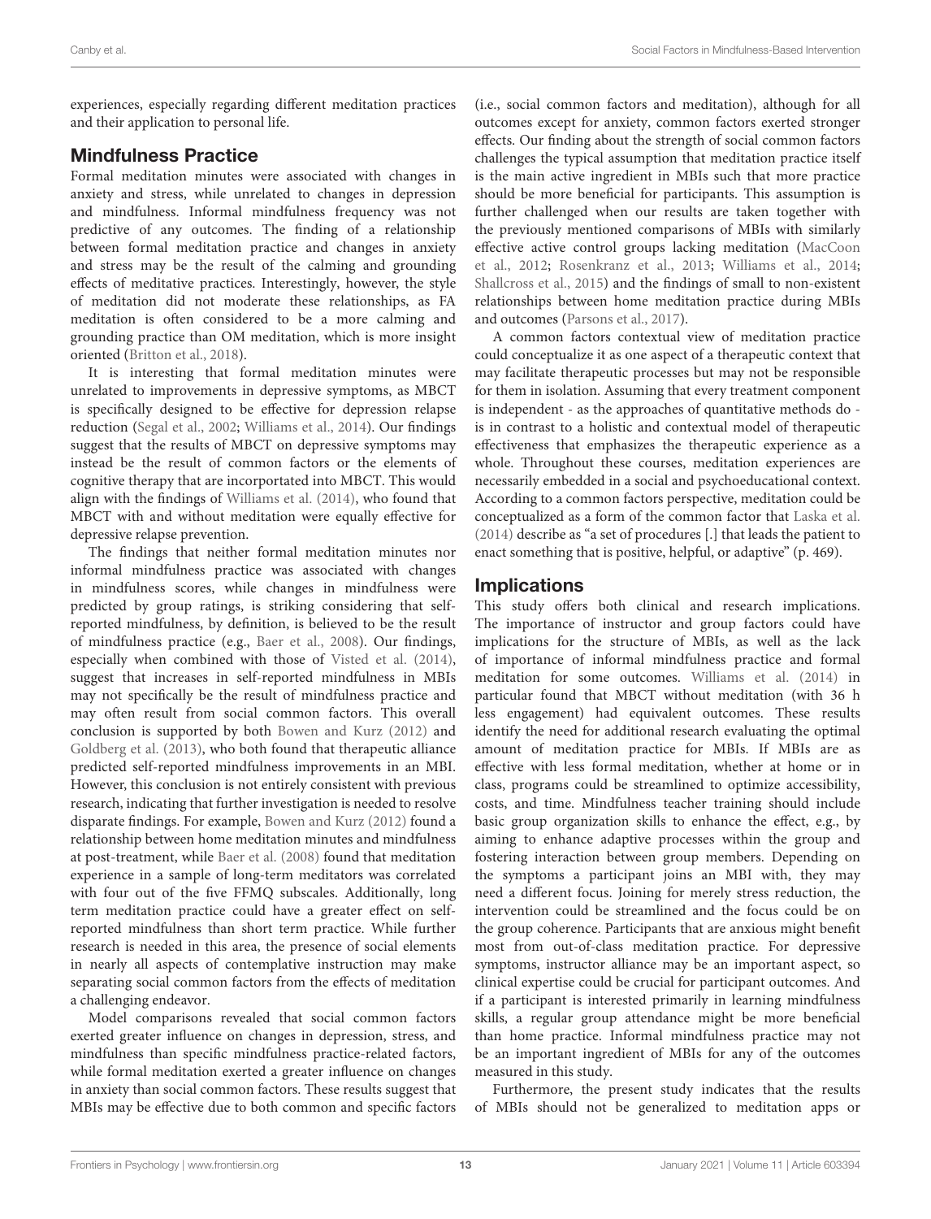experiences, especially regarding different meditation practices and their application to personal life.

## Mindfulness Practice

Formal meditation minutes were associated with changes in anxiety and stress, while unrelated to changes in depression and mindfulness. Informal mindfulness frequency was not predictive of any outcomes. The finding of a relationship between formal meditation practice and changes in anxiety and stress may be the result of the calming and grounding effects of meditative practices. Interestingly, however, the style of meditation did not moderate these relationships, as FA meditation is often considered to be a more calming and grounding practice than OM meditation, which is more insight oriented (Britton et al., 2018).

It is interesting that formal meditation minutes were unrelated to improvements in depressive symptoms, as MBCT is specifically designed to be effective for depression relapse reduction (Segal et al., 2002; Williams et al., 2014). Our findings suggest that the results of MBCT on depressive symptoms may instead be the result of common factors or the elements of cognitive therapy that are incorportated into MBCT. This would align with the findings of Williams et al. (2014), who found that MBCT with and without meditation were equally effective for depressive relapse prevention.

The findings that neither formal meditation minutes nor informal mindfulness practice was associated with changes in mindfulness scores, while changes in mindfulness were predicted by group ratings, is striking considering that self-reported mindfulness, by definition, is believed to be the result of mindfulness practice (e.g., Baer et al., 2008). Our findings, especially when combined with those of Visted et al. (2014), suggest that increases in self-reported mindfulness in MBIs may not specifically be the result of mindfulness practice and may often result from social common factors. This overall conclusion is supported by both Bowen and Kurz (2012) and Goldberg et al. (2013), who both found that therapeutic alliance predicted self-reported mindfulness improvements in an MBI. However, this conclusion is not entirely consistent with previous research, indicating that further investigation is needed to resolve disparate findings. For example, Bowen and Kurz (2012) found a relationship between home meditation minutes and mindfulness at post-treatment, while Baer et al. (2008) found that meditation experience in a sample of long-term meditators was correlated with four out of the five FFMQ subscales. Additionally, long term meditation practice could have a greater effect on self-reported mindfulness than short term practice. While further research is needed in this area, the presence of social elements in nearly all aspects of contemplative instruction may make separating social common factors from the effects of meditation a challenging endeavor.

Model comparisons revealed that social common factors exerted greater influence on changes in depression, stress, and mindfulness than specific mindfulness practice-related factors, while formal meditation exerted a greater influence on changes in anxiety than social common factors. These results suggest that MBIs may be effective due to both common and specific factors (i.e., social common factors and meditation), although for all outcomes except for anxiety, common factors exerted stronger effects. Our finding about the strength of social common factors challenges the typical assumption that meditation practice itself is the main active ingredient in MBIs such that more practice should be more beneficial for participants. This assumption is further challenged when our results are taken together with the previously mentioned comparisons of MBIs with similarly effective active control groups lacking meditation (MacCoon et al., 2012; Rosenkranz et al., 2013; Williams et al., 2014; Shallcross et al., 2015) and the findings of small to non-existent relationships between home meditation practice during MBIs and outcomes (Parsons et al., 2017).

A common factors contextual view of meditation practice could conceptualize it as one aspect of a therapeutic context that may facilitate therapeutic processes but may not be responsible for them in isolation. Assuming that every treatment component is independent - as the approaches of quantitative methods do - is in contrast to a holistic and contextual model of therapeutic effectiveness that emphasizes the therapeutic experience as a whole. Throughout these courses, meditation experiences are necessarily embedded in a social and psychoeducational context. According to a common factors perspective, meditation could be conceptualized as a form of the common factor that Laska et al. (2014) describe as "a set of procedures [.] that leads the patient to enact something that is positive, helpful, or adaptive" (p. 469).

## Implications

This study offers both clinical and research implications. The importance of instructor and group factors could have implications for the structure of MBIs, as well as the lack of importance of informal mindfulness practice and formal meditation for some outcomes. Williams et al. (2014) in particular found that MBCT without meditation (with 36 h less engagement) had equivalent outcomes. These results identify the need for additional research evaluating the optimal amount of meditation practice for MBIs. If MBIs are as effective with less formal meditation, whether at home or in class, programs could be streamlined to optimize accessibility, costs, and time. Mindfulness teacher training should include basic group organization skills to enhance the effect, e.g., by aiming to enhance adaptive processes within the group and fostering interaction between group members. Depending on the symptoms a participant joins an MBI with, they may need a different focus. Joining for merely stress reduction, the intervention could be streamlined and the focus could be on the group coherence. Participants that are anxious might benefit most from out-of-class meditation practice. For depressive symptoms, instructor alliance may be an important aspect, so clinical expertise could be crucial for participant outcomes. And if a participant is interested primarily in learning mindfulness skills, a regular group attendance might be more beneficial than home practice. Informal mindfulness practice may not be an important ingredient of MBIs for any of the outcomes measured in this study.

Furthermore, the present study indicates that the results of MBIs should not be generalized to meditation apps or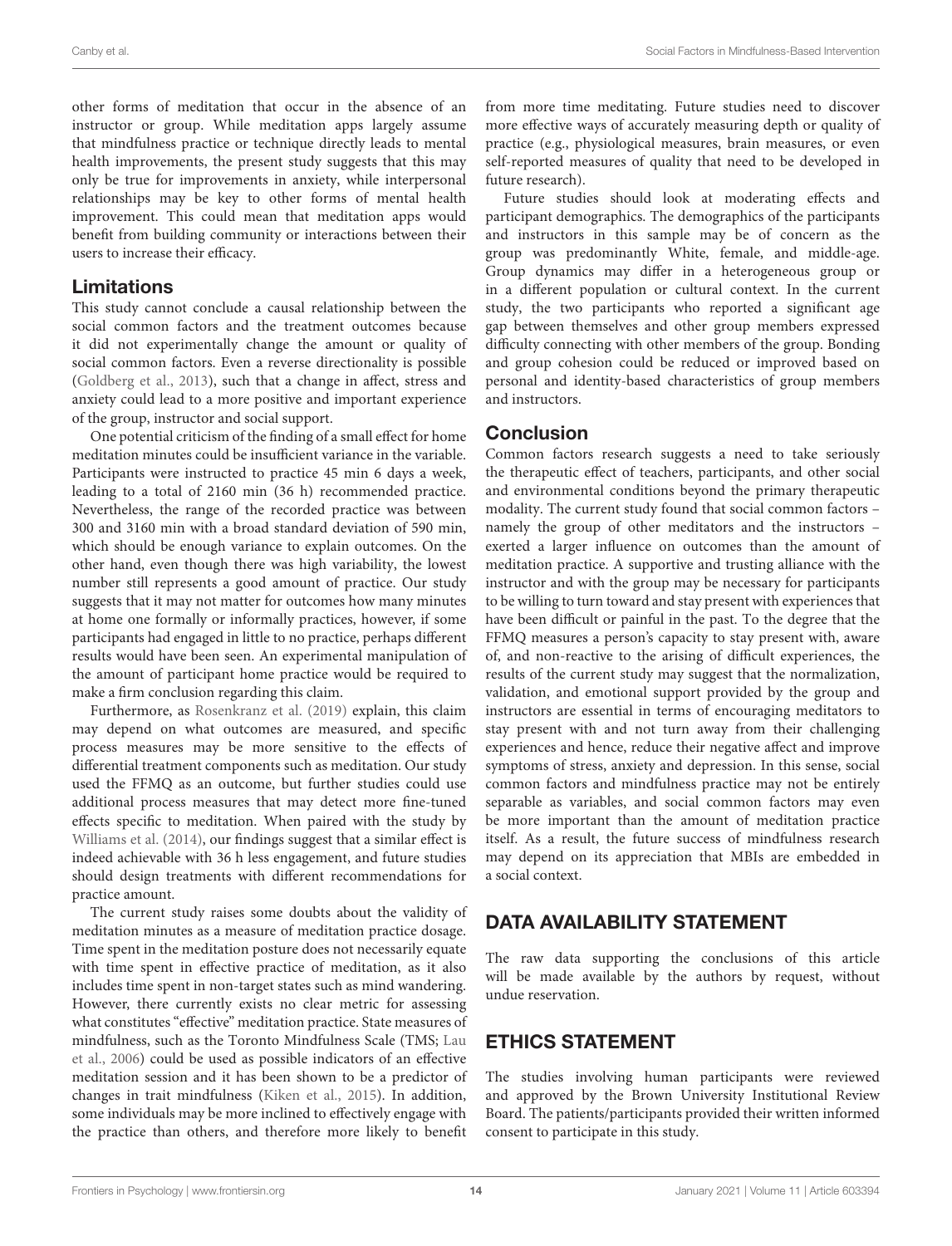other forms of meditation that occur in the absence of an instructor or group. While meditation apps largely assume that mindfulness practice or technique directly leads to mental health improvements, the present study suggests that this may only be true for improvements in anxiety, while interpersonal relationships may be key to other forms of mental health improvement. This could mean that meditation apps would benefit from building community or interactions between their users to increase their efficacy.

## Limitations

This study cannot conclude a causal relationship between the social common factors and the treatment outcomes because it did not experimentally change the amount or quality of social common factors. Even a reverse directionality is possible (Goldberg et al., 2013), such that a change in affect, stress and anxiety could lead to a more positive and important experience of the group, instructor and social support.

One potential criticism of the finding of a small effect for home meditation minutes could be insufficient variance in the variable. Participants were instructed to practice 45 min 6 days a week, leading to a total of 2160 min (36 h) recommended practice. Nevertheless, the range of the recorded practice was between 300 and 3160 min with a broad standard deviation of 590 min, which should be enough variance to explain outcomes. On the other hand, even though there was high variability, the lowest number still represents a good amount of practice. Our study suggests that it may not matter for outcomes how many minutes at home one formally or informally practices, however, if some participants had engaged in little to no practice, perhaps different results would have been seen. An experimental manipulation of the amount of participant home practice would be required to make a firm conclusion regarding this claim.

Furthermore, as Rosenkranz et al. (2019) explain, this claim may depend on what outcomes are measured, and specific process measures may be more sensitive to the effects of differential treatment components such as meditation. Our study used the FFMQ as an outcome, but further studies could use additional process measures that may detect more fine-tuned effects specific to meditation. When paired with the study by Williams et al. (2014), our findings suggest that a similar effect is indeed achievable with 36 h less engagement, and future studies should design treatments with different recommendations for practice amount.

The current study raises some doubts about the validity of meditation minutes as a measure of meditation practice dosage. Time spent in the meditation posture does not necessarily equate with time spent in effective practice of meditation, as it also includes time spent in non-target states such as mind wandering. However, there currently exists no clear metric for assessing what constitutes "effective" meditation practice. State measures of mindfulness, such as the Toronto Mindfulness Scale (TMS; Lau et al., 2006) could be used as possible indicators of an effective meditation session and it has been shown to be a predictor of changes in trait mindfulness (Kiken et al., 2015). In addition, some individuals may be more inclined to effectively engage with the practice than others, and therefore more likely to benefit from more time meditating. Future studies need to discover more effective ways of accurately measuring depth or quality of practice (e.g., physiological measures, brain measures, or even self-reported measures of quality that need to be developed in future research).

Future studies should look at moderating effects and participant demographics. The demographics of the participants and instructors in this sample may be of concern as the group was predominantly White, female, and middle-age. Group dynamics may differ in a heterogeneous group or in a different population or cultural context. In the current study, the two participants who reported a significant age gap between themselves and other group members expressed difficulty connecting with other members of the group. Bonding and group cohesion could be reduced or improved based on personal and identity-based characteristics of group members and instructors.

## Conclusion

Common factors research suggests a need to take seriously the therapeutic effect of teachers, participants, and other social and environmental conditions beyond the primary therapeutic modality. The current study found that social common factors – namely the group of other meditators and the instructors – exerted a larger influence on outcomes than the amount of meditation practice. A supportive and trusting alliance with the instructor and with the group may be necessary for participants to be willing to turn toward and stay present with experiences that have been difficult or painful in the past. To the degree that the FFMQ measures a person's capacity to stay present with, aware of, and non-reactive to the arising of difficult experiences, the results of the current study may suggest that the normalization, validation, and emotional support provided by the group and instructors are essential in terms of encouraging meditators to stay present with and not turn away from their challenging experiences and hence, reduce their negative affect and improve symptoms of stress, anxiety and depression. In this sense, social common factors and mindfulness practice may not be entirely separable as variables, and social common factors may even be more important than the amount of meditation practice itself. As a result, the future success of mindfulness research may depend on its appreciation that MBIs are embedded in a social context.

# DATA AVAILABILITY STATEMENT

The raw data supporting the conclusions of this article will be made available by the authors by request, without undue reservation.

# ETHICS STATEMENT

The studies involving human participants were reviewed and approved by the Brown University Institutional Review Board. The patients/participants provided their written informed consent to participate in this study.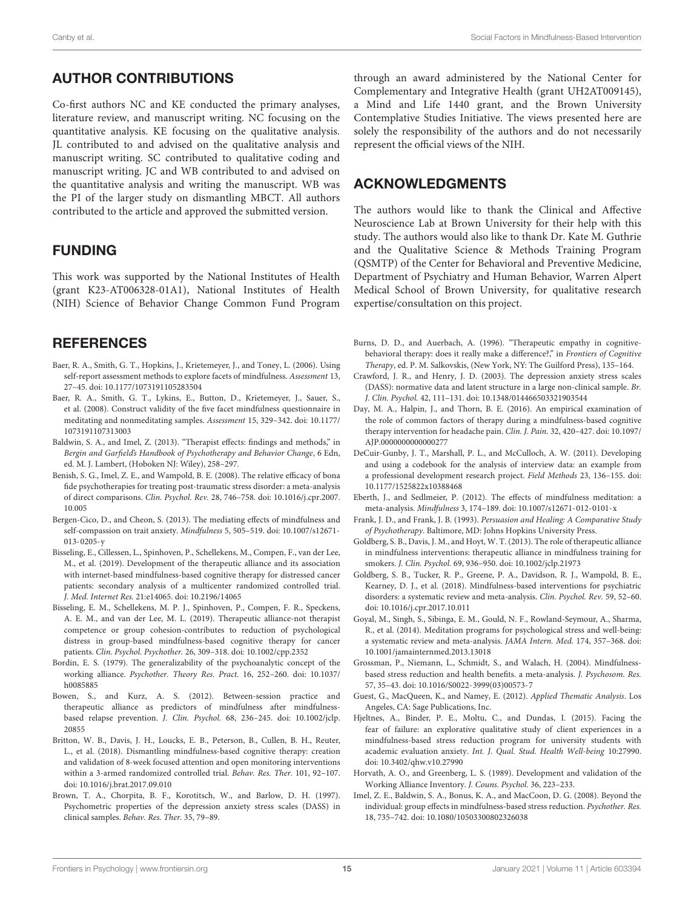## AUTHOR CONTRIBUTIONS

Co-first authors NC and KE conducted the primary analyses, literature review, and manuscript writing. NC focusing on the quantitative analysis. KE focusing on the qualitative analysis. JL contributed to and advised on the qualitative analysis and manuscript writing. SC contributed to qualitative coding and manuscript writing. JC and WB contributed to and advised on the quantitative analysis and writing the manuscript. WB was the PI of the larger study on dismantling MBCT. All authors contributed to the article and approved the submitted version.

## FUNDING

This work was supported by the National Institutes of Health (grant K23-AT006328-01A1), National Institutes of Health (NIH) Science of Behavior Change Common Fund Program through an award administered by the National Center for Complementary and Integrative Health (grant UH2AT009145), a Mind and Life 1440 grant, and the Brown University Contemplative Studies Initiative. The views presented here are solely the responsibility of the authors and do not necessarily represent the official views of the NIH.

## ACKNOWLEDGMENTS

The authors would like to thank the Clinical and Affective Neuroscience Lab at Brown University for their help with this study. The authors would also like to thank Dr. Kate M. Guthrie and the Qualitative Science & Methods Training Program (QSMTP) of the Center for Behavioral and Preventive Medicine, Department of Psychiatry and Human Behavior, Warren Alpert Medical School of Brown University, for qualitative research expertise/consultation on this project.

## REFERENCES

Baer, R. A., Smith, G. T., Hopkins, J., Krietemeyer, J., and Toney, L. (2006). Using self-report assessment methods to explore facets of mindfulness. *Assessment* 13, 27–45. doi: 10.1177/1073191105283504

Baer, R. A., Smith, G. T., Lykins, E., Button, D., Krietemeyer, J., Sauer, S., et al. (2008). Construct validity of the five facet mindfulness questionnaire in meditating and nonmeditating samples. *Assessment* 15, 329–342. doi: 10.1177/1073191107313003

Baldwin, S. A., and Imel, Z. (2013). "Therapist effects: findings and methods," in *Bergin and Garfield's Handbook of Psychotherapy and Behavior Change*, 6 Edn, ed. M. J. Lambert, (Hoboken NJ: Wiley), 258–297.

Benish, S. G., Imel, Z. E., and Wampold, B. E. (2008). The relative efficacy of bona fide psychotherapies for treating post-traumatic stress disorder: a meta-analysis of direct comparisons. *Clin. Psychol. Rev.* 28, 746–758. doi: 10.1016/j.cpr.2007.10.005

Bergen-Cico, D., and Cheon, S. (2013). The mediating effects of mindfulness and self-compassion on trait anxiety. *Mindfulness* 5, 505–519. doi: 10.1007/s12671-013-0205-y

Bisseling, E., Cillessen, L., Spinhoven, P., Schellekens, M., Compen, F., van der Lee, M., et al. (2019). Development of the therapeutic alliance and its association with internet-based mindfulness-based cognitive therapy for distressed cancer patients: secondary analysis of a multicenter randomized controlled trial. *J. Med. Internet Res.* 21:e14065. doi: 10.2196/14065

Bisseling, E. M., Schellekens, M. P. J., Spinhoven, P., Compen, F. R., Speckens, A. E. M., and van der Lee, M. L. (2019). Therapeutic alliance-not therapist competence or group cohesion-contributes to reduction of psychological distress in group-based mindfulness-based cognitive therapy for cancer patients. *Clin. Psychol. Psychother.* 26, 309–318. doi: 10.1002/cpp.2352

Bordin, E. S. (1979). The generalizability of the psychoanalytic concept of the working alliance. *Psychother. Theory Res. Pract.* 16, 252–260. doi: 10.1037/h0085885

Bowen, S., and Kurz, A. S. (2012). Between-session practice and therapeutic alliance as predictors of mindfulness after mindfulness-based relapse prevention. *J. Clin. Psychol.* 68, 236–245. doi: 10.1002/jclp.20855

Britton, W. B., Davis, J. H., Loucks, E. B., Peterson, B., Cullen, B. H., Reuter, L., et al. (2018). Dismantling mindfulness-based cognitive therapy: creation and validation of 8-week focused attention and open monitoring interventions within a 3-armed randomized controlled trial. *Behav. Res. Ther.* 101, 92–107. doi: 10.1016/j.brat.2017.09.010

Brown, T. A., Chorpita, B. F., Korotitsch, W., and Barlow, D. H. (1997). Psychometric properties of the depression anxiety stress scales (DASS) in clinical samples. *Behav. Res. Ther.* 35, 79–89.

Burns, D. D., and Auerbach, A. (1996). "Therapeutic empathy in cognitive-behavioral therapy: does it really make a difference?," in *Frontiers of Cognitive Therapy*, ed. P. M. Salkovskis, (New York, NY: The Guilford Press), 135–164.

Crawford, J. R., and Henry, J. D. (2003). The depression anxiety stress scales (DASS): normative data and latent structure in a large non-clinical sample. *Br. J. Clin. Psychol.* 42, 111–131. doi: 10.1348/014466503321903544

Day, M. A., Halpin, J., and Thorn, B. E. (2016). An empirical examination of the role of common factors of therapy during a mindfulness-based cognitive therapy intervention for headache pain. *Clin. J. Pain.* 32, 420–427. doi: 10.1097/AJP.0000000000000277

DeCuir-Gunby, J. T., Marshall, P. L., and McCulloch, A. W. (2011). Developing and using a codebook for the analysis of interview data: an example from a professional development research project. *Field Methods* 23, 136–155. doi: 10.1177/1525822x10388468

Eberth, J., and Sedlmeier, P. (2012). The effects of mindfulness meditation: a meta-analysis. *Mindfulness* 3, 174–189. doi: 10.1007/s12671-012-0101-x

Frank, J. D., and Frank, J. B. (1993). *Persuasion and Healing: A Comparative Study of Psychotherapy*. Baltimore, MD: Johns Hopkins University Press.

Goldberg, S. B., Davis, J. M., and Hoyt, W. T. (2013). The role of therapeutic alliance in mindfulness interventions: therapeutic alliance in mindfulness training for smokers. *J. Clin. Psychol.* 69, 936–950. doi: 10.1002/jclp.21973

Goldberg, S. B., Tucker, R. P., Greene, P. A., Davidson, R. J., Wampold, B. E., Kearney, D. J., et al. (2018). Mindfulness-based interventions for psychiatric disorders: a systematic review and meta-analysis. *Clin. Psychol. Rev.* 59, 52–60. doi: 10.1016/j.cpr.2017.10.011

Goyal, M., Singh, S., Sibinga, E. M., Gould, N. F., Rowland-Seymour, A., Sharma, R., et al. (2014). Meditation programs for psychological stress and well-being: a systematic review and meta-analysis. *JAMA Intern. Med.* 174, 357–368. doi: 10.1001/jamainternmed.2013.13018

Grossman, P., Niemann, L., Schmidt, S., and Walach, H. (2004). Mindfulness-based stress reduction and health benefits. a meta-analysis. *J. Psychosom. Res.* 57, 35–43. doi: 10.1016/S0022-3999(03)00573-7

Guest, G., MacQueen, K., and Namey, E. (2012). *Applied Thematic Analysis*. Los Angeles, CA: Sage Publications, Inc.

Hjeltnes, A., Binder, P. E., Moltu, C., and Dundas, I. (2015). Facing the fear of failure: an explorative qualitative study of client experiences in a mindfulness-based stress reduction program for university students with academic evaluation anxiety. *Int. J. Qual. Stud. Health Well-being* 10:27990. doi: 10.3402/qhw.v10.27990

Horvath, A. O., and Greenberg, L. S. (1989). Development and validation of the Working Alliance Inventory. *J. Couns. Psychol.* 36, 223–233.

Imel, Z. E., Baldwin, S. A., Bonus, K. A., and MacCoon, D. G. (2008). Beyond the individual: group effects in mindfulness-based stress reduction. *Psychother. Res.* 18, 735–742. doi: 10.1080/10503300802326038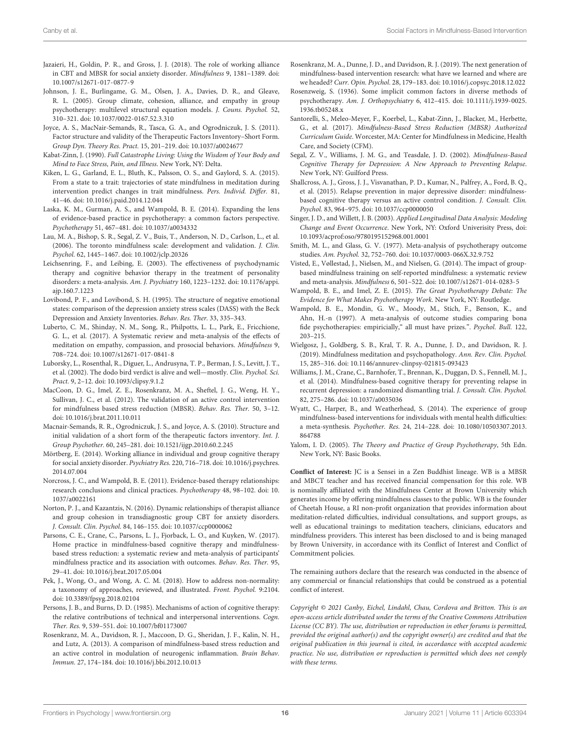Jazaieri, H., Goldin, P. R., and Gross, J. J. (2018). The role of working alliance in CBT and MBSR for social anxiety disorder. *Mindfulness* 9, 1381–1389. doi: 10.1007/s12671-017-0877-9

Johnson, J. E., Burlingame, G. M., Olsen, J. A., Davies, D. R., and Gleave, R. L. (2005). Group climate, cohesion, alliance, and empathy in group psychotherapy: multilevel structural equation models. *J. Couns. Psychol.* 52, 310–321. doi: 10.1037/0022-0167.52.3.310

Joyce, A. S., MacNair-Semands, R., Tasca, G. A., and Ogrodniczuk, J. S. (2011). Factor structure and validity of the Therapeutic Factors Inventory–Short Form. *Group Dyn. Theory Res. Pract.* 15, 201–219. doi: 10.1037/a0024677

Kabat-Zinn, J. (1990). *Full Catastrophe Living: Using the Wisdom of Your Body and Mind to Face Stress, Pain, and Illness*. New York, NY: Delta.

Kiken, L. G., Garland, E. L., Bluth, K., Palsson, O. S., and Gaylord, S. A. (2015). From a state to a trait: trajectories of state mindfulness in meditation during intervention predict changes in trait mindfulness. *Pers. Individ. Differ.* 81, 41–46. doi: 10.1016/j.paid.2014.12.044

Laska, K. M., Gurman, A. S., and Wampold, B. E. (2014). Expanding the lens of evidence-based practice in psychotherapy: a common factors perspective. *Psychotherapy* 51, 467–481. doi: 10.1037/a0034332

Lau, M. A., Bishop, S. R., Segal, Z. V., Buis, T., Anderson, N. D., Carlson, L., et al. (2006). The toronto mindfulness scale: development and validation. *J. Clin. Psychol.* 62, 1445–1467. doi: 10.1002/jclp.20326

Leichsenring, F., and Leibing, E. (2003). The effectiveness of psychodynamic therapy and cognitive behavior therapy in the treatment of personality disorders: a meta-analysis. *Am. J. Psychiatry* 160, 1223–1232. doi: 10.1176/appi.ajp.160.7.1223

Lovibond, P. F., and Lovibond, S. H. (1995). The structure of negative emotional states: comparison of the depression anxiety stress scales (DASS) with the Beck Depression and Anxiety Inventories. *Behav. Res. Ther.* 33, 335–343.

Luberto, C. M., Shinday, N. M., Song, R., Philpotts, L. L., Park, E., Fricchione, G. L., et al. (2017). A Systematic review and meta-analysis of the effects of meditation on empathy, compassion, and prosocial behaviors. *Mindfulness* 9, 708–724. doi: 10.1007/s12671-017-0841-8

Luborsky, L., Rosenthal, R., Diguer, L., Andrusyna, T. P., Berman, J. S., Levitt, J. T., et al. (2002). The dodo bird verdict is alive and well—mostly. *Clin. Psychol. Sci. Pract.* 9, 2–12. doi: 10.1093/clipsy.9.1.2

MacCoon, D. G., Imel, Z. E., Rosenkranz, M. A., Sheftel, J. G., Weng, H. Y., Sullivan, J. C., et al. (2012). The validation of an active control intervention for mindfulness based stress reduction (MBSR). *Behav. Res. Ther.* 50, 3–12. doi: 10.1016/j.brat.2011.10.011

Macnair-Semands, R. R., Ogrodniczuk, J. S., and Joyce, A. S. (2010). Structure and initial validation of a short form of the therapeutic factors inventory. *Int. J. Group Psychother.* 60, 245–281. doi: 10.1521/ijgp.2010.60.2.245

Mörtberg, E. (2014). Working alliance in individual and group cognitive therapy for social anxiety disorder. *Psychiatry Res.* 220, 716–718. doi: 10.1016/j.psychres.2014.07.004

Norcross, J. C., and Wampold, B. E. (2011). Evidence-based therapy relationships: research conclusions and clinical practices. *Psychotherapy* 48, 98–102. doi: 10.1037/a0022161

Norton, P. J., and Kazantzis, N. (2016). Dynamic relationships of therapist alliance and group cohesion in transdiagnostic group CBT for anxiety disorders. *J. Consult. Clin. Psychol.* 84, 146–155. doi: 10.1037/ccp0000062

Parsons, C. E., Crane, C., Parsons, L. J., Fjorback, L. O., and Kuyken, W. (2017). Home practice in mindfulness-based cognitive therapy and mindfulness-based stress reduction: a systematic review and meta-analysis of participants' mindfulness practice and its association with outcomes. *Behav. Res. Ther.* 95, 29–41. doi: 10.1016/j.brat.2017.05.004

Pek, J., Wong, O., and Wong, A. C. M. (2018). How to address non-normality: a taxonomy of approaches, reviewed, and illustrated. *Front. Psychol.* 9:2104. doi: 10.3389/fpsyg.2018.02104

Persons, J. B., and Burns, D. D. (1985). Mechanisms of action of cognitive therapy: the relative contributions of technical and interpersonal interventions. *Cogn. Ther. Res.* 9, 539–551. doi: 10.1007/bf01173007

Rosenkranz, M. A., Davidson, R. J., Maccoon, D. G., Sheridan, J. F., Kalin, N. H., and Lutz, A. (2013). A comparison of mindfulness-based stress reduction and an active control in modulation of neurogenic inflammation. *Brain Behav. Immun.* 27, 174–184. doi: 10.1016/j.bbi.2012.10.013

Rosenkranz, M. A., Dunne, J. D., and Davidson, R. J. (2019). The next generation of mindfulness-based intervention research: what have we learned and where are we headed? *Curr. Opin. Psychol.* 28, 179–183. doi: 10.1016/j.copsyc.2018.12.022

Rosenzweig, S. (1936). Some implicit common factors in diverse methods of psychotherapy. *Am. J. Orthopsychiatry* 6, 412–415. doi: 10.1111/j.1939-0025.1936.tb05248.x

Santorelli, S., Meleo-Meyer, F., Koerbel, L., Kabat-Zinn, J., Blacker, M., Herbette, G., et al. (2017). *Mindfulness-Based Stress Reduction (MBSR) Authorized Curriculum Guide*. Worcester, MA: Center for Mindfulness in Medicine, Health Care, and Society (CFM).

Segal, Z. V., Williams, J. M. G., and Teasdale, J. D. (2002). *Mindfulness-Based Cognitive Therapy for Depression: A New Approach to Preventing Relapse*. New York, NY: Guilford Press.

Shallcross, A. J., Gross, J. J., Visvanathan, P. D., Kumar, N., Palfrey, A., Ford, B. Q., et al. (2015). Relapse prevention in major depressive disorder: mindfulness-based cognitive therapy versus an active control condition. *J. Consult. Clin. Psychol.* 83, 964–975. doi: 10.1037/ccp0000050

Singer, J. D., and Willett, J. B. (2003). *Applied Longitudinal Data Analysis: Modeling Change and Event Occurrence*. New York, NY: Oxford Univerisity Press, doi: 10.1093/acprof:oso/9780195152968.001.0001

Smith, M. L., and Glass, G. V. (1977). Meta-analysis of psychotherapy outcome studies. *Am. Psychol.* 32, 752–760. doi: 10.1037/0003-066X.32.9.752

Visted, E., Vøllestad, J., Nielsen, M., and Nielsen, G. (2014). The impact of group-based mindfulness training on self-reported mindfulness: a systematic review and meta-analysis. *Mindfulness* 6, 501–522. doi: 10.1007/s12671-014-0283-5

Wampold, B. E., and Imel, Z. E. (2015). *The Great Psychotherapy Debate: The Evidence for What Makes Psychotherapy Work*. New York, NY: Routledge.

Wampold, B. E., Mondin, G. W., Moody, M., Stich, F., Benson, K., and Ahn, H.-n (1997). A meta-analysis of outcome studies comparing bona fide psychotherapies: empiricially," all must have prizes.". *Psychol. Bull.* 122, 203–215.

Wielgosz, J., Goldberg, S. B., Kral, T. R. A., Dunne, J. D., and Davidson, R. J. (2019). Mindfulness meditation and psychopathology. *Ann. Rev. Clin. Psychol.* 15, 285–316. doi: 10.1146/annurev-clinpsy-021815-093423

Williams, J. M., Crane, C., Barnhofer, T., Brennan, K., Duggan, D. S., Fennell, M. J., et al. (2014). Mindfulness-based cognitive therapy for preventing relapse in recurrent depression: a randomized dismantling trial. *J. Consult. Clin. Psychol.* 82, 275–286. doi: 10.1037/a0035036

Wyatt, C., Harper, B., and Weatherhead, S. (2014). The experience of group mindfulness-based interventions for individuals with mental health difficulties: a meta-synthesis. *Psychother. Res.* 24, 214–228. doi: 10.1080/10503307.2013.864788

Yalom, I. D. (2005). *The Theory and Practice of Group Psychotherapy*, 5th Edn. New York, NY: Basic Books.

**Conflict of Interest:** JC is a Sensei in a Zen Buddhist lineage. WB is a MBSR and MBCT teacher and has received financial compensation for this role. WB is nominally affiliated with the Mindfulness Center at Brown University which generates income by offering mindfulness classes to the public. WB is the founder of Cheetah House, a RI non-profit organization that provides information about meditation-related difficulties, individual consultations, and support groups, as well as educational trainings to meditation teachers, clinicians, educators and mindfulness providers. This interest has been disclosed to and is being managed by Brown University, in accordance with its Conflict of Interest and Conflict of Commitment policies.

The remaining authors declare that the research was conducted in the absence of any commercial or financial relationships that could be construed as a potential conflict of interest.

*Copyright © 2021 Canby, Eichel, Lindahl, Chau, Cordova and Britton. This is an open-access article distributed under the terms of the Creative Commons Attribution License (CC BY). The use, distribution or reproduction in other forums is permitted, provided the original author(s) and the copyright owner(s) are credited and that the original publication in this journal is cited, in accordance with accepted academic practice. No use, distribution or reproduction is permitted which does not comply with these terms.*